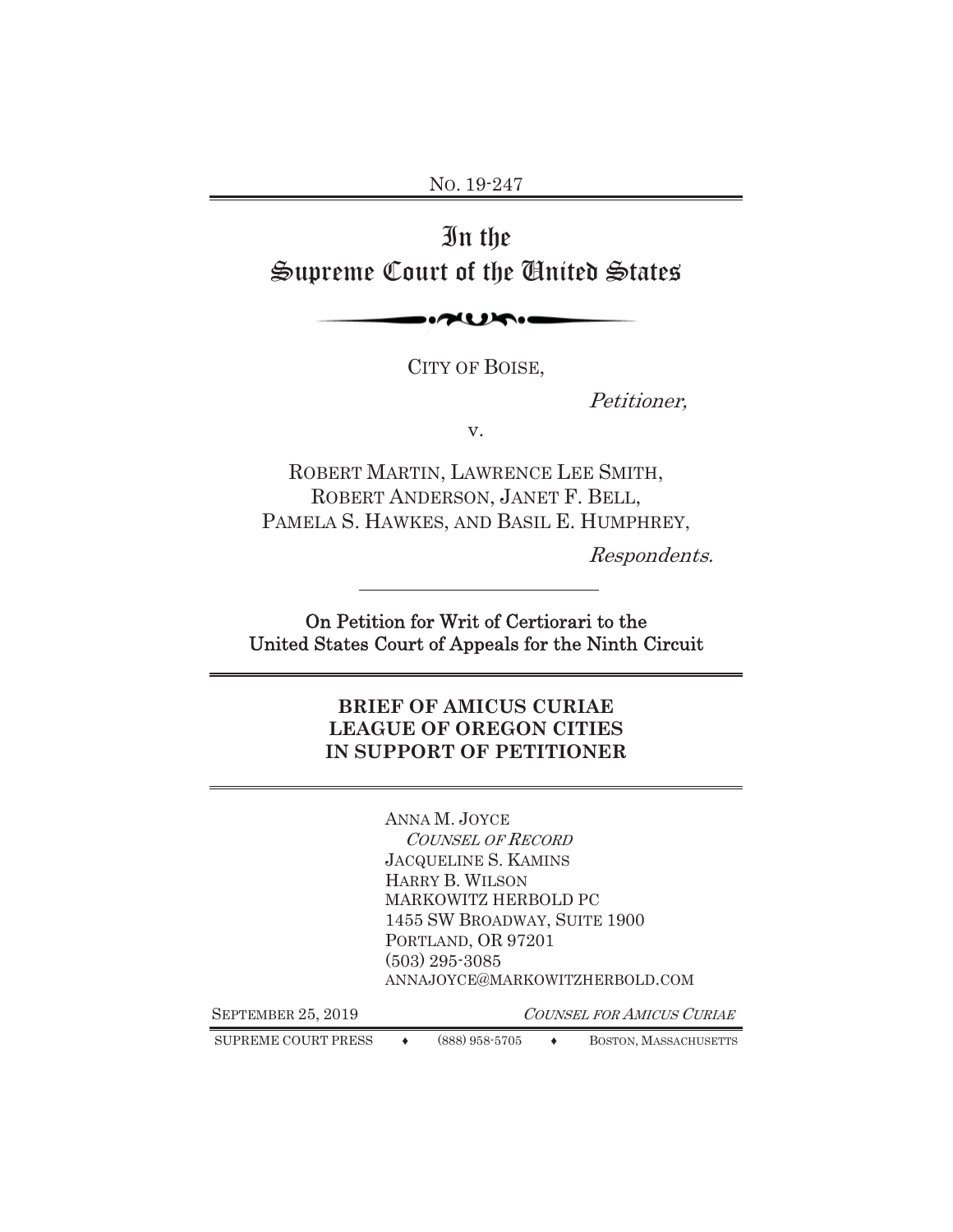No. 19-247

# In the Supreme Court of the United States

CITY OF BOISE,

*Petitioner,*

v.

ROBERT MARTIN, LAWRENCE LEE SMITH, ROBERT ANDERSON, JANET F. BELL, PAMELA S. HAWKES, AND BASIL E. HUMPHREY,

*Respondents.*

---

On Petition for Writ of Certiorari to the United States Court of Appeals for the Ninth Circuit

---

**BRIEF OF AMICUS CURIAE LEAGUE OF OREGON CITIES IN SUPPORT OF PETITIONER**

---

ANNA M. JOYCE
*COUNSEL OF RECORD*
JACQUELINE S. KAMINS
HARRY B. WILSON
MARKOWITZ HERBOLD PC
1455 SW BROADWAY, SUITE 1900
PORTLAND, OR 97201
(503) 295-3085
ANNAJOYCE@MARKOWITZHERBOLD.COM

SEPTEMBER 25, 2019

*COUNSEL FOR AMICUS CURIAE*

SUPREME COURT PRESS ♦ (888) 958-5705 ♦ BOSTON, MASSACHUSETTS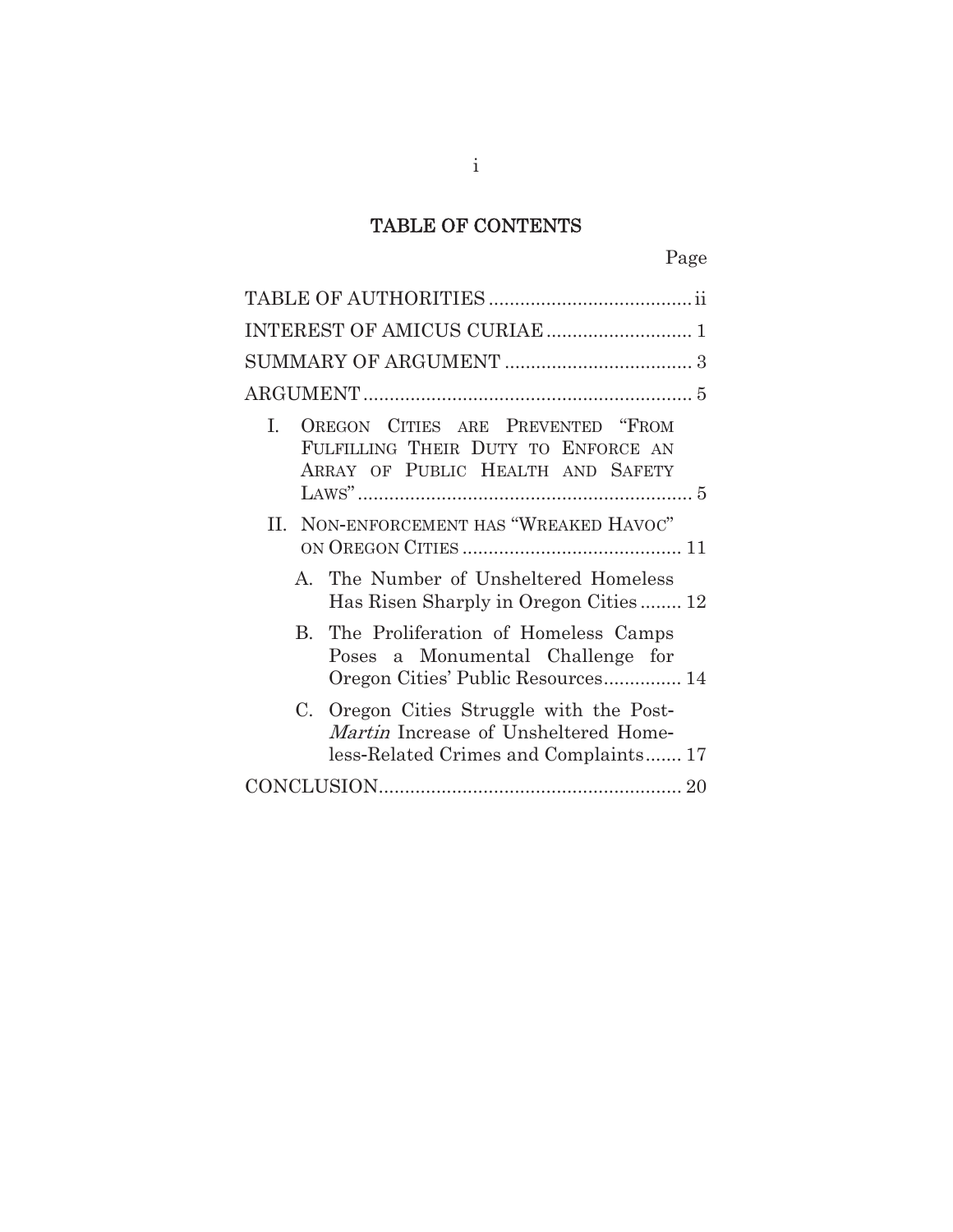# TABLE OF CONTENTS

| | Page |
|---|---|
| TABLE OF AUTHORITIES | ii |
| INTEREST OF AMICUS CURIAE | 1 |
| SUMMARY OF ARGUMENT | 3 |
| ARGUMENT | 5 |
| I. OREGON CITIES ARE PREVENTED "FROM FULFILLING THEIR DUTY TO ENFORCE AN ARRAY OF PUBLIC HEALTH AND SAFETY LAWS" | 5 |
| II. NON-ENFORCEMENT HAS "WREAKED HAVOC" ON OREGON CITIES | 11 |
| A. The Number of Unsheltered Homeless Has Risen Sharply in Oregon Cities | 12 |
| B. The Proliferation of Homeless Camps Poses a Monumental Challenge for Oregon Cities' Public Resources | 14 |
| C. Oregon Cities Struggle with the Post-*Martin* Increase of Unsheltered Homeless-Related Crimes and Complaints | 17 |
| CONCLUSION | 20 |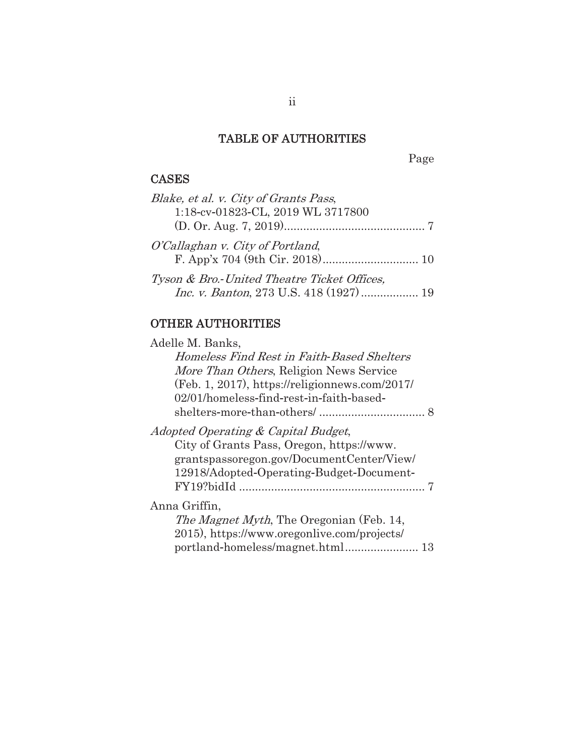# TABLE OF AUTHORITIES

Page

## CASES

*Blake, et al. v. City of Grants Pass*, 1:18-cv-01823-CL, 2019 WL 3717800 (D. Or. Aug. 7, 2019)............................................ 7

*O'Callaghan v. City of Portland*, F. App'x 704 (9th Cir. 2018).............................. 10

*Tyson & Bro.-United Theatre Ticket Offices, Inc. v. Banton*, 273 U.S. 418 (1927).................. 19

## OTHER AUTHORITIES

Adelle M. Banks, *Homeless Find Rest in Faith-Based Shelters More Than Others*, Religion News Service (Feb. 1, 2017), https://religionnews.com/2017/02/01/homeless-find-rest-in-faith-based-shelters-more-than-others/ ................................. 8

*Adopted Operating & Capital Budget*, City of Grants Pass, Oregon, https://www.grantspassoregon.gov/DocumentCenter/View/12918/Adopted-Operating-Budget-Document-FY19?bidId .......................................................... 7

Anna Griffin, *The Magnet Myth*, The Oregonian (Feb. 14, 2015), https://www.oregonlive.com/projects/portland-homeless/magnet.html....................... 13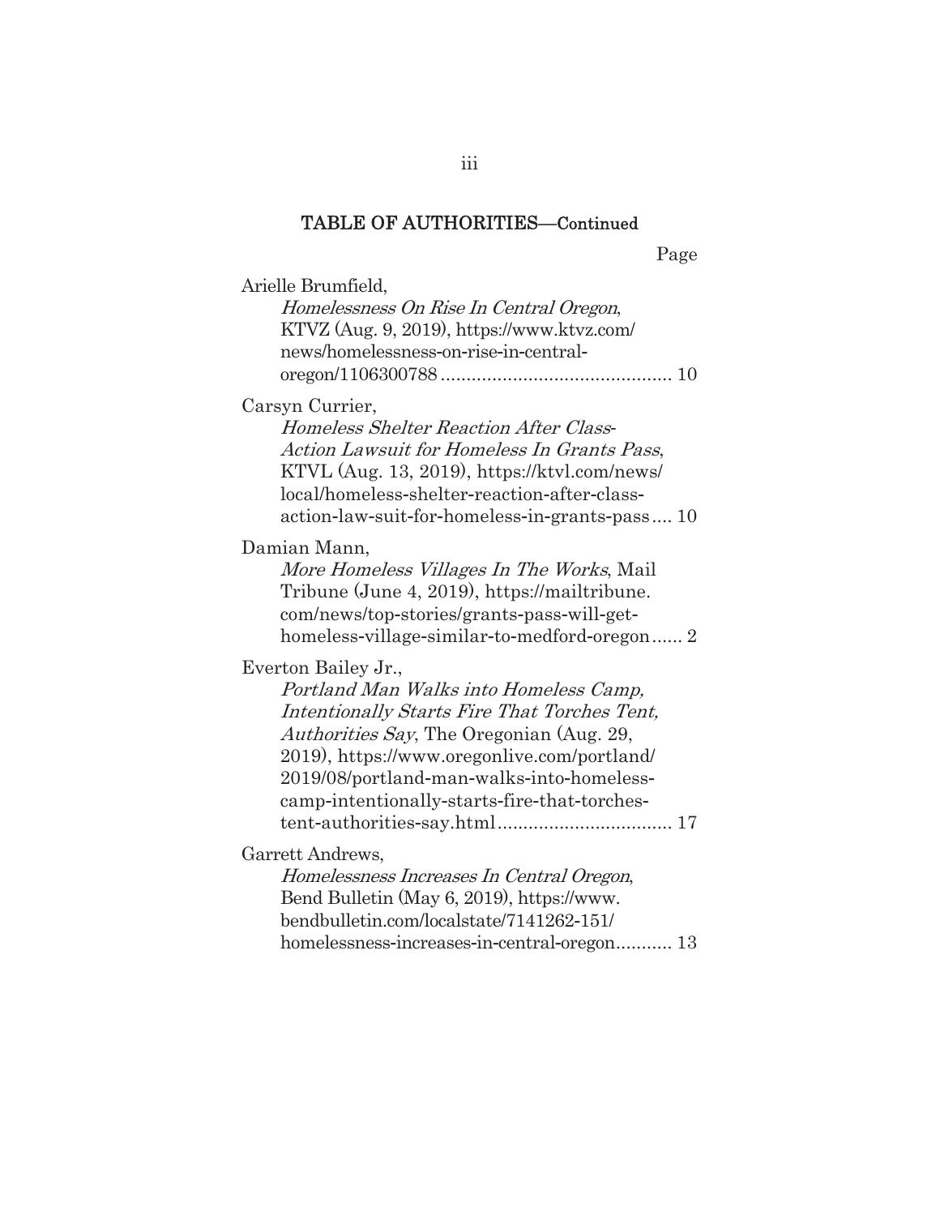## TABLE OF AUTHORITIES—Continued

Page

Arielle Brumfield,
*Homelessness On Rise In Central Oregon*, KTVZ (Aug. 9, 2019), https://www.ktvz.com/news/homelessness-on-rise-in-central-oregon/1106300788 .......... 10

Carsyn Currier,
*Homeless Shelter Reaction After Class-Action Lawsuit for Homeless In Grants Pass*, KTVL (Aug. 13, 2019), https://ktvl.com/news/local/homeless-shelter-reaction-after-class-action-law-suit-for-homeless-in-grants-pass .... 10

Damian Mann,
*More Homeless Villages In The Works*, Mail Tribune (June 4, 2019), https://mailtribune.com/news/top-stories/grants-pass-will-get-homeless-village-similar-to-medford-oregon ...... 2

Everton Bailey Jr.,
*Portland Man Walks into Homeless Camp, Intentionally Starts Fire That Torches Tent, Authorities Say*, The Oregonian (Aug. 29, 2019), https://www.oregonlive.com/portland/2019/08/portland-man-walks-into-homeless-camp-intentionally-starts-fire-that-torches-tent-authorities-say.html .......... 17

Garrett Andrews,
*Homelessness Increases In Central Oregon*, Bend Bulletin (May 6, 2019), https://www.bendbulletin.com/localstate/7141262-151/homelessness-increases-in-central-oregon........... 13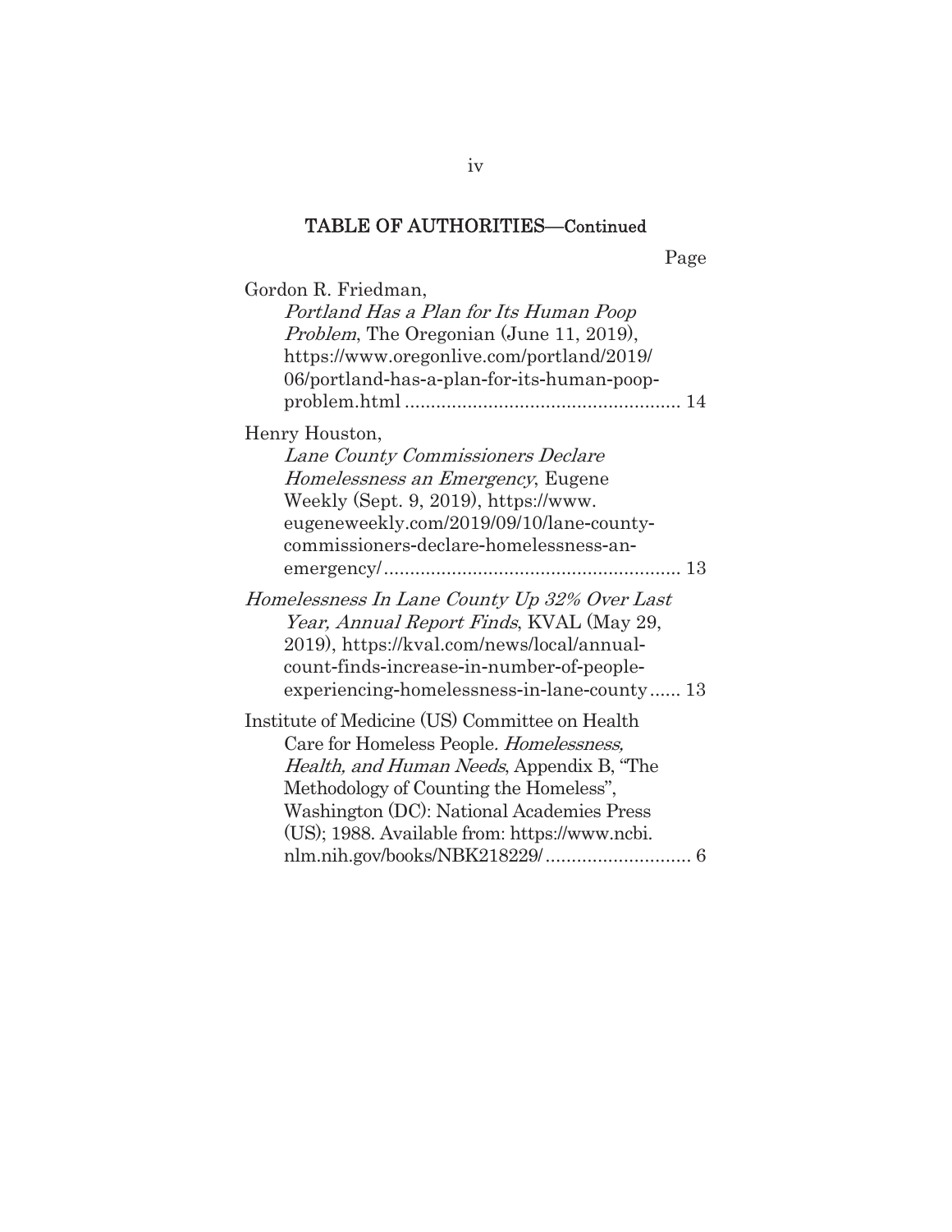## TABLE OF AUTHORITIES—Continued

Page

Gordon R. Friedman,
*Portland Has a Plan for Its Human Poop Problem*, The Oregonian (June 11, 2019), https://www.oregonlive.com/portland/2019/06/portland-has-a-plan-for-its-human-poop-problem.html ..................................................... 14

Henry Houston,
*Lane County Commissioners Declare Homelessness an Emergency*, Eugene Weekly (Sept. 9, 2019), https://www.eugeneweekly.com/2019/09/10/lane-county-commissioners-declare-homelessness-an-emergency/......................................................... 13

*Homelessness In Lane County Up 32% Over Last Year, Annual Report Finds*, KVAL (May 29, 2019), https://kval.com/news/local/annual-count-finds-increase-in-number-of-people-experiencing-homelessness-in-lane-county...... 13

Institute of Medicine (US) Committee on Health Care for Homeless People. *Homelessness, Health, and Human Needs*, Appendix B, "The Methodology of Counting the Homeless", Washington (DC): National Academies Press (US); 1988. Available from: https://www.ncbi.nlm.nih.gov/books/NBK218229/............................ 6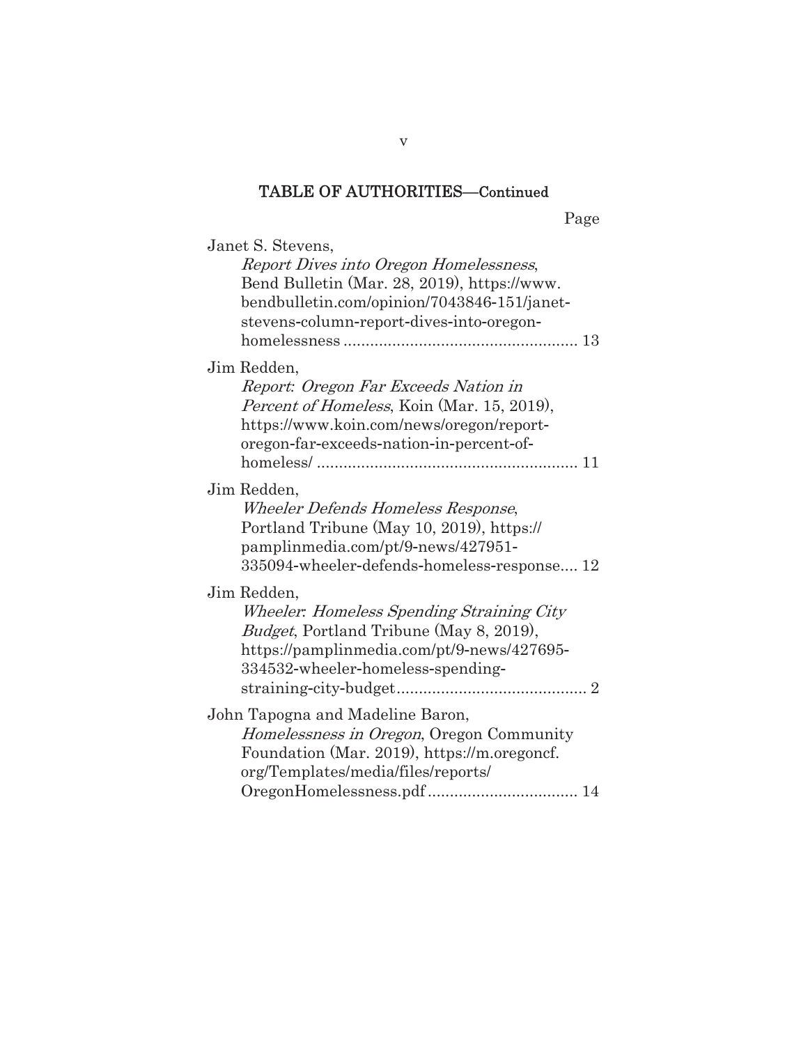## TABLE OF AUTHORITIES—Continued

Page

Janet S. Stevens, *Report Dives into Oregon Homelessness*, Bend Bulletin (Mar. 28, 2019), https://www.bendbulletin.com/opinion/7043846-151/janet-stevens-column-report-dives-into-oregon-homelessness .................................................... 13

Jim Redden, *Report: Oregon Far Exceeds Nation in Percent of Homeless*, Koin (Mar. 15, 2019), https://www.koin.com/news/oregon/report-oregon-far-exceeds-nation-in-percent-of-homeless/ .......................................................... 11

Jim Redden, *Wheeler Defends Homeless Response*, Portland Tribune (May 10, 2019), https://pamplinmedia.com/pt/9-news/427951-335094-wheeler-defends-homeless-response.... 12

Jim Redden, *Wheeler: Homeless Spending Straining City Budget*, Portland Tribune (May 8, 2019), https://pamplinmedia.com/pt/9-news/427695-334532-wheeler-homeless-spending-straining-city-budget........................................... 2

John Tapogna and Madeline Baron, *Homelessness in Oregon*, Oregon Community Foundation (Mar. 2019), https://m.oregoncf.org/Templates/media/files/reports/OregonHomelessness.pdf.................................. 14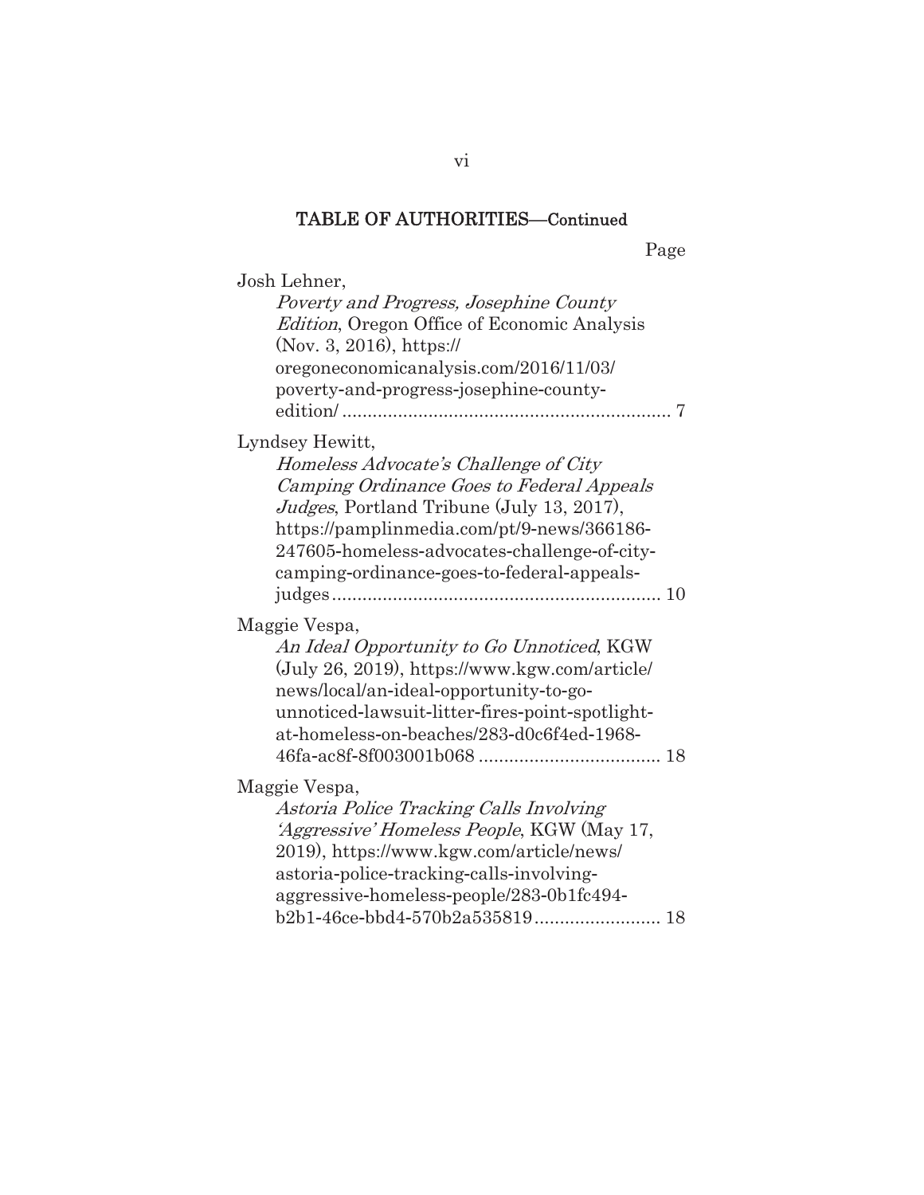## TABLE OF AUTHORITIES—Continued

Page

Josh Lehner,
*Poverty and Progress, Josephine County Edition*, Oregon Office of Economic Analysis (Nov. 3, 2016), https://oregoneconomicanalysis.com/2016/11/03/poverty-and-progress-josephine-county-edition/ .................................................................. 7

Lyndsey Hewitt,
*Homeless Advocate's Challenge of City Camping Ordinance Goes to Federal Appeals Judges*, Portland Tribune (July 13, 2017), https://pamplinmedia.com/pt/9-news/366186-247605-homeless-advocates-challenge-of-city-camping-ordinance-goes-to-federal-appeals-judges ................................................................ 10

Maggie Vespa,
*An Ideal Opportunity to Go Unnoticed*, KGW (July 26, 2019), https://www.kgw.com/article/news/local/an-ideal-opportunity-to-go-unnoticed-lawsuit-litter-fires-point-spotlight-at-homeless-on-beaches/283-d0c6f4ed-1968-46fa-ac8f-8f003001b068 .................................... 18

Maggie Vespa,
*Astoria Police Tracking Calls Involving 'Aggressive' Homeless People*, KGW (May 17, 2019), https://www.kgw.com/article/news/astoria-police-tracking-calls-involving-aggressive-homeless-people/283-0b1fc494-b2b1-46ce-bbd4-570b2a535819......................... 18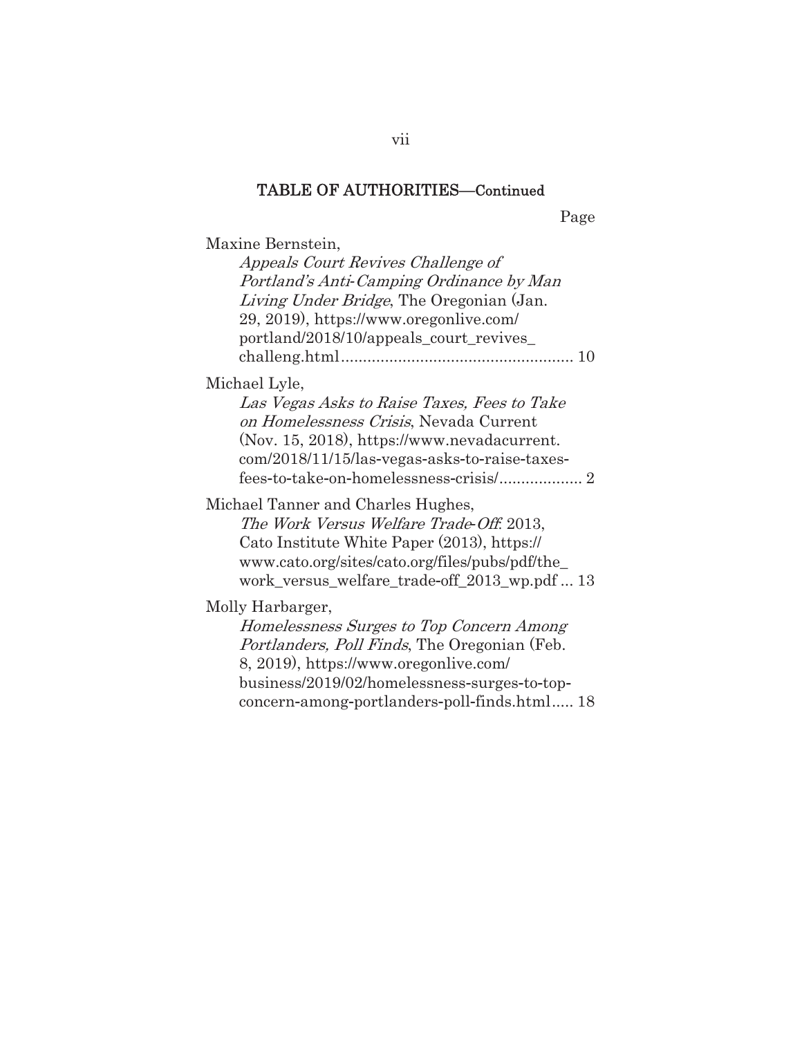## TABLE OF AUTHORITIES—Continued

Page

Maxine Bernstein,
*Appeals Court Revives Challenge of Portland's Anti-Camping Ordinance by Man Living Under Bridge*, The Oregonian (Jan. 29, 2019), https://www.oregonlive.com/portland/2018/10/appeals_court_revives_challeng.html ..................................................... 10

Michael Lyle,
*Las Vegas Asks to Raise Taxes, Fees to Take on Homelessness Crisis*, Nevada Current (Nov. 15, 2018), https://www.nevadacurrent.com/2018/11/15/las-vegas-asks-to-raise-taxes-fees-to-take-on-homelessness-crisis/................... 2

Michael Tanner and Charles Hughes,
*The Work Versus Welfare Trade-Off*: 2013, Cato Institute White Paper (2013), https://www.cato.org/sites/cato.org/files/pubs/pdf/the_work_versus_welfare_trade-off_2013_wp.pdf ... 13

Molly Harbarger,
*Homelessness Surges to Top Concern Among Portlanders, Poll Finds*, The Oregonian (Feb. 8, 2019), https://www.oregonlive.com/business/2019/02/homelessness-surges-to-top-concern-among-portlanders-poll-finds.html..... 18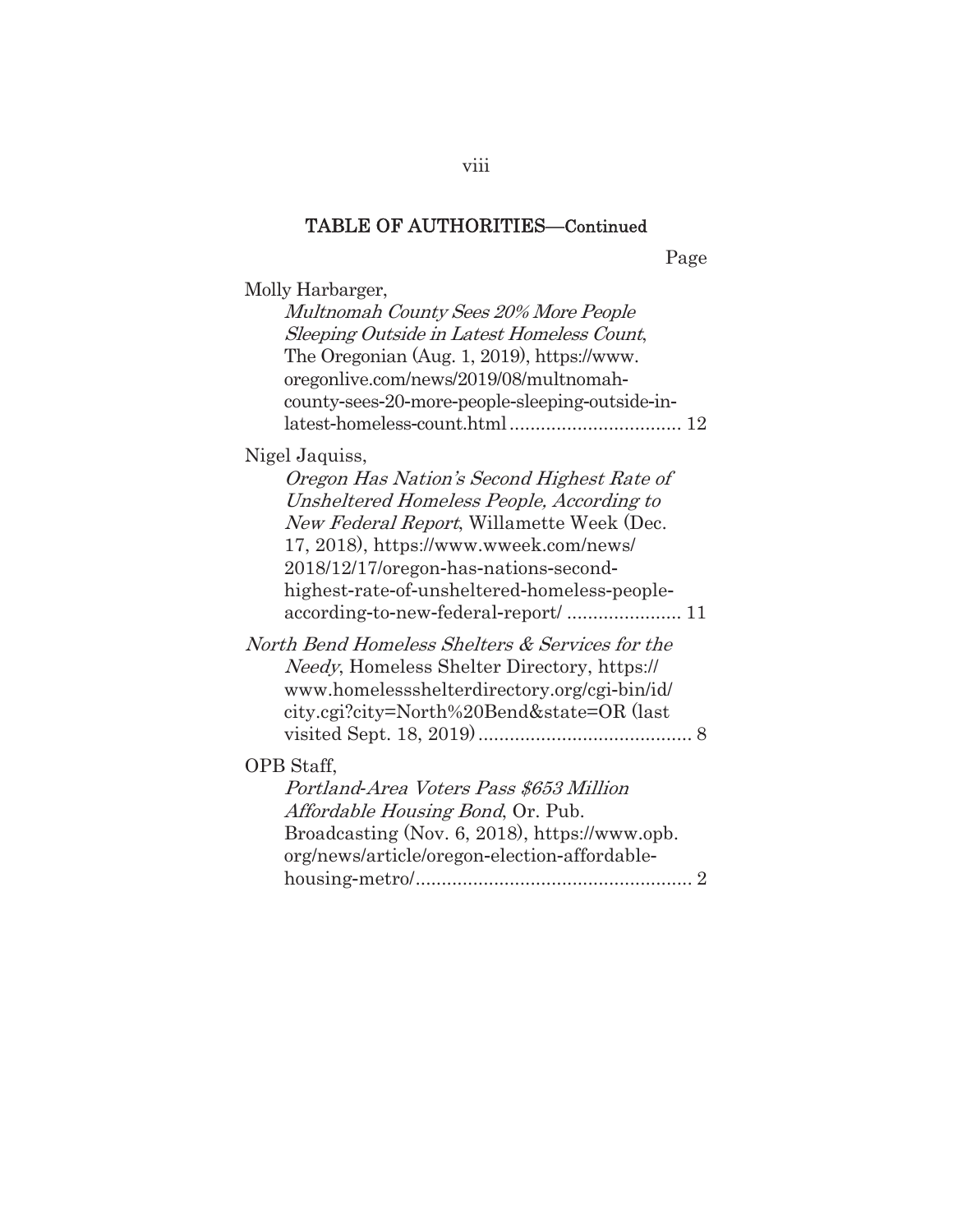## TABLE OF AUTHORITIES—Continued

Page

Molly Harbarger, *Multnomah County Sees 20% More People Sleeping Outside in Latest Homeless Count*, The Oregonian (Aug. 1, 2019), https://www.oregonlive.com/news/2019/08/multnomah-county-sees-20-more-people-sleeping-outside-in-latest-homeless-count.html ................................. 12

Nigel Jaquiss, *Oregon Has Nation's Second Highest Rate of Unsheltered Homeless People, According to New Federal Report*, Willamette Week (Dec. 17, 2018), https://www.wweek.com/news/2018/12/17/oregon-has-nations-second-highest-rate-of-unsheltered-homeless-people-according-to-new-federal-report/ ...................... 11

*North Bend Homeless Shelters & Services for the Needy*, Homeless Shelter Directory, https://www.homelessshelterdirectory.org/cgi-bin/id/city.cgi?city=North%20Bend&state=OR (last visited Sept. 18, 2019) ......................................... 8

OPB Staff, *Portland-Area Voters Pass $653 Million Affordable Housing Bond*, Or. Pub. Broadcasting (Nov. 6, 2018), https://www.opb.org/news/article/oregon-election-affordable-housing-metro/..................................................... 2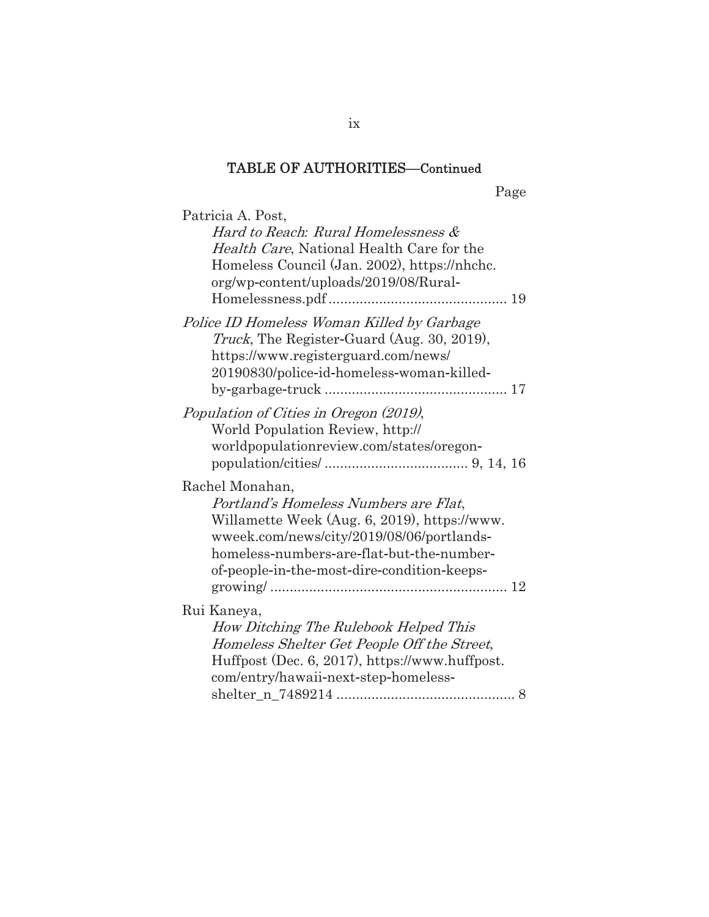## TABLE OF AUTHORITIES—Continued

Page

Patricia A. Post,
*Hard to Reach: Rural Homelessness & Health Care*, National Health Care for the Homeless Council (Jan. 2002), https://nhchc.org/wp-content/uploads/2019/08/Rural-Homelessness.pdf .............................................. 19

*Police ID Homeless Woman Killed by Garbage Truck*, The Register-Guard (Aug. 30, 2019), https://www.registerguard.com/news/20190830/police-id-homeless-woman-killed-by-garbage-truck .............................................. 17

*Population of Cities in Oregon (2019)*, World Population Review, http://worldpopulationreview.com/states/oregon-population/cities/ .................................... 9, 14, 16

Rachel Monahan,
*Portland's Homeless Numbers are Flat*, Willamette Week (Aug. 6, 2019), https://www.wweek.com/news/city/2019/08/06/portlands-homeless-numbers-are-flat-but-the-number-of-people-in-the-most-dire-condition-keeps-growing/ ............................................................. 12

Rui Kaneya,
*How Ditching The Rulebook Helped This Homeless Shelter Get People Off the Street*, Huffpost (Dec. 6, 2017), https://www.huffpost.com/entry/hawaii-next-step-homeless-shelter_n_7489214 .............................................. 8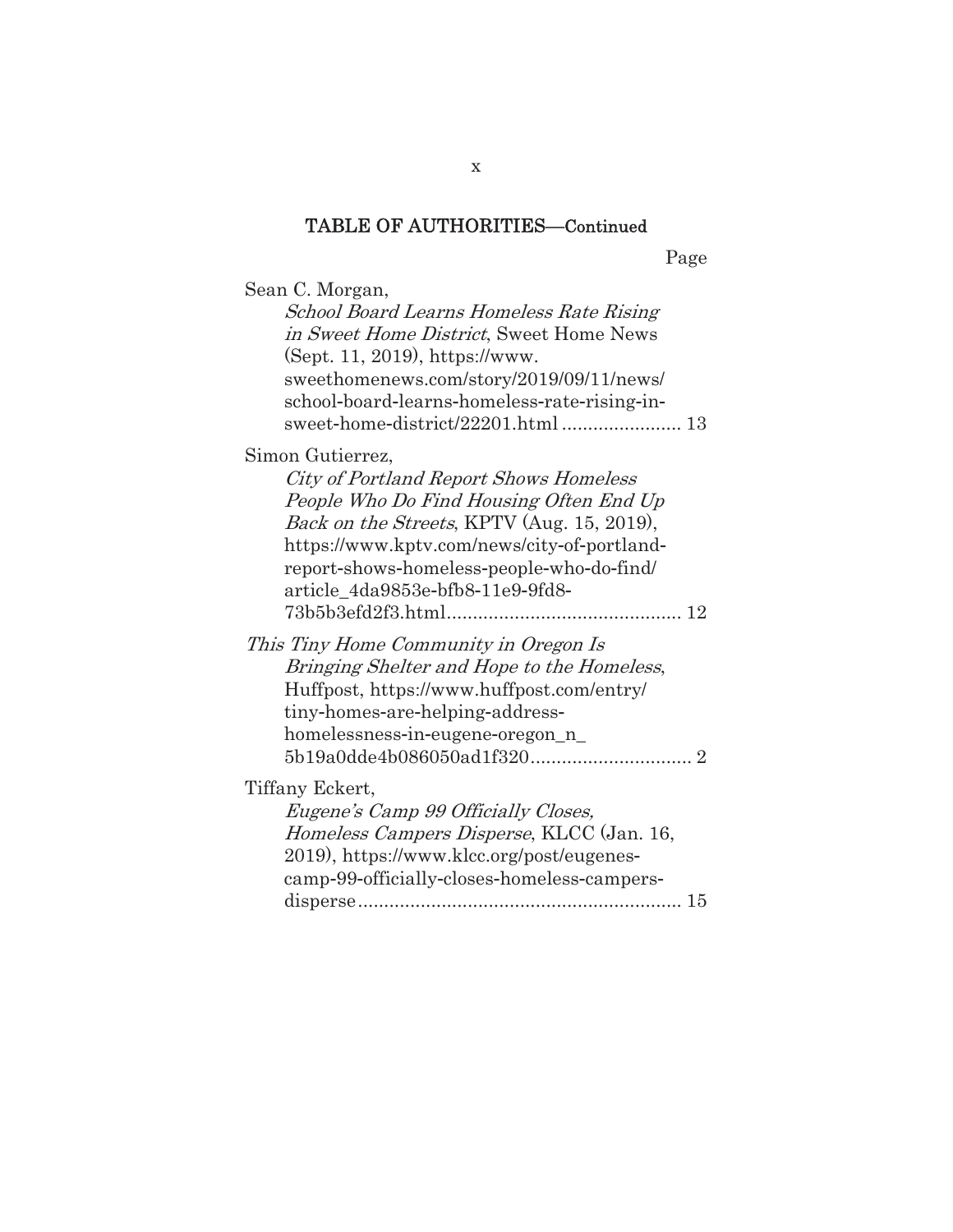## TABLE OF AUTHORITIES—Continued

Page

Sean C. Morgan,
*School Board Learns Homeless Rate Rising in Sweet Home District*, Sweet Home News (Sept. 11, 2019), https://www.sweethomenews.com/story/2019/09/11/news/school-board-learns-homeless-rate-rising-in-sweet-home-district/22201.html ....................... 13

Simon Gutierrez,
*City of Portland Report Shows Homeless People Who Do Find Housing Often End Up Back on the Streets*, KPTV (Aug. 15, 2019), https://www.kptv.com/news/city-of-portland-report-shows-homeless-people-who-do-find/article_4da9853e-bfb8-11e9-9fd8-73b5b3efd2f3.html............................................ 12

*This Tiny Home Community in Oregon Is Bringing Shelter and Hope to the Homeless*, Huffpost, https://www.huffpost.com/entry/tiny-homes-are-helping-address-homelessness-in-eugene-oregon_n_5b19a0dde4b086050ad1f320............................... 2

Tiffany Eckert,
*Eugene's Camp 99 Officially Closes, Homeless Campers Disperse*, KLCC (Jan. 16, 2019), https://www.klcc.org/post/eugenes-camp-99-officially-closes-homeless-campers-disperse............................................................. 15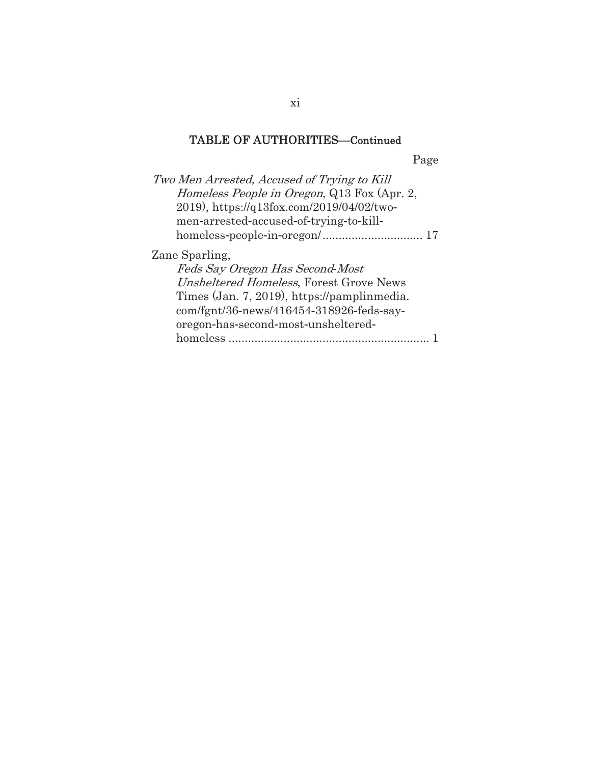## TABLE OF AUTHORITIES—Continued

Page

*Two Men Arrested, Accused of Trying to Kill Homeless People in Oregon*, Q13 Fox (Apr. 2, 2019), https://q13fox.com/2019/04/02/two-men-arrested-accused-of-trying-to-kill-homeless-people-in-oregon/ ............................... 17

Zane Sparling, *Feds Say Oregon Has Second-Most Unsheltered Homeless*, Forest Grove News Times (Jan. 7, 2019), https://pamplinmedia.com/fgnt/36-news/416454-318926-feds-say-oregon-has-second-most-unsheltered-homeless .............................................................. 1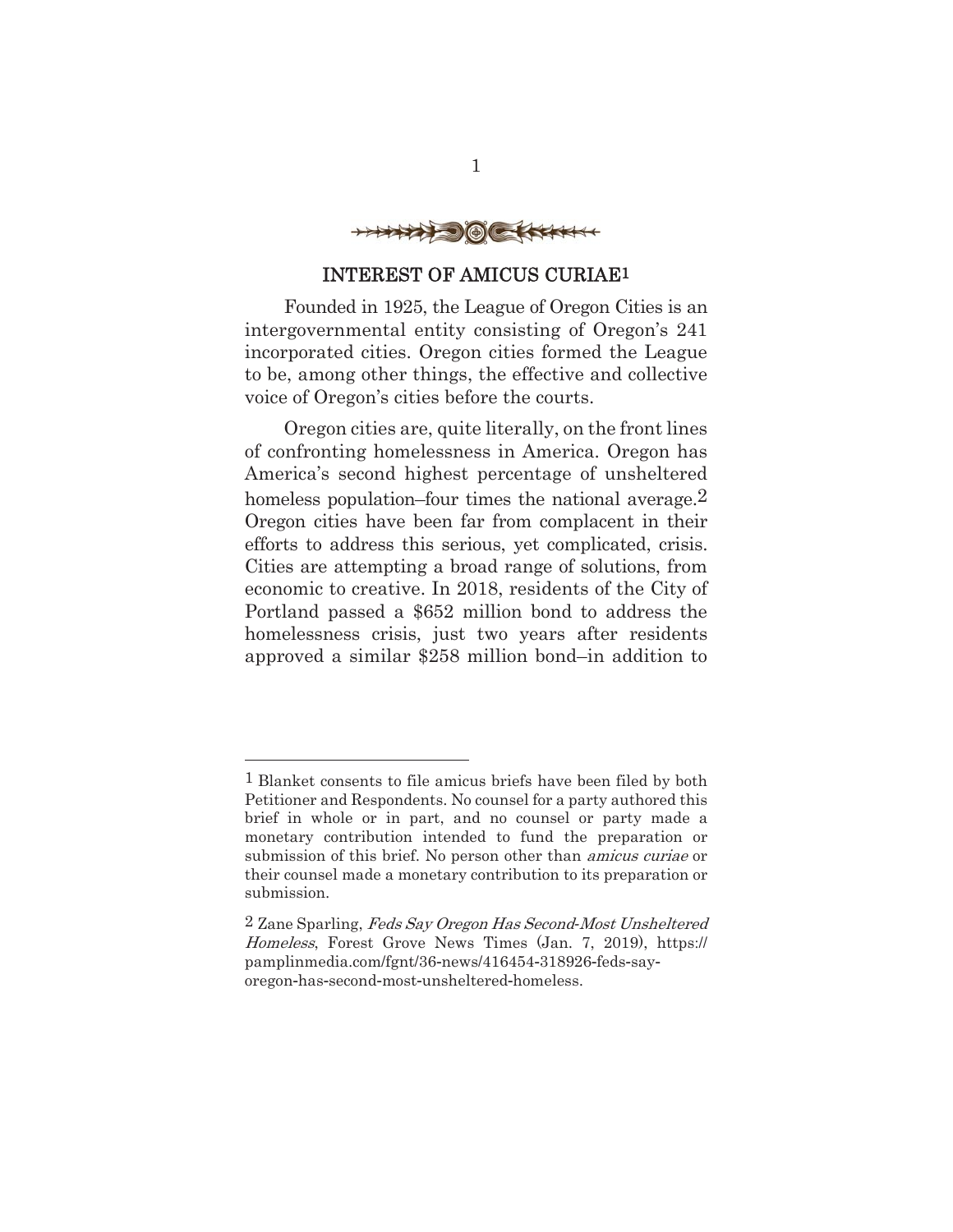## INTEREST OF AMICUS CURIAE[1]

Founded in 1925, the League of Oregon Cities is an intergovernmental entity consisting of Oregon's 241 incorporated cities. Oregon cities formed the League to be, among other things, the effective and collective voice of Oregon's cities before the courts.

Oregon cities are, quite literally, on the front lines of confronting homelessness in America. Oregon has America's second highest percentage of unsheltered homeless population–four times the national average.[2] Oregon cities have been far from complacent in their efforts to address this serious, yet complicated, crisis. Cities are attempting a broad range of solutions, from economic to creative. In 2018, residents of the City of Portland passed a $652 million bond to address the homelessness crisis, just two years after residents approved a similar $258 million bond–in addition to

---

[1] Blanket consents to file amicus briefs have been filed by both Petitioner and Respondents. No counsel for a party authored this brief in whole or in part, and no counsel or party made a monetary contribution intended to fund the preparation or submission of this brief. No person other than *amicus curiae* or their counsel made a monetary contribution to its preparation or submission.

[2] Zane Sparling, *Feds Say Oregon Has Second-Most Unsheltered Homeless*, Forest Grove News Times (Jan. 7, 2019), https://pamplinmedia.com/fgnt/36-news/416454-318926-feds-say-oregon-has-second-most-unsheltered-homeless.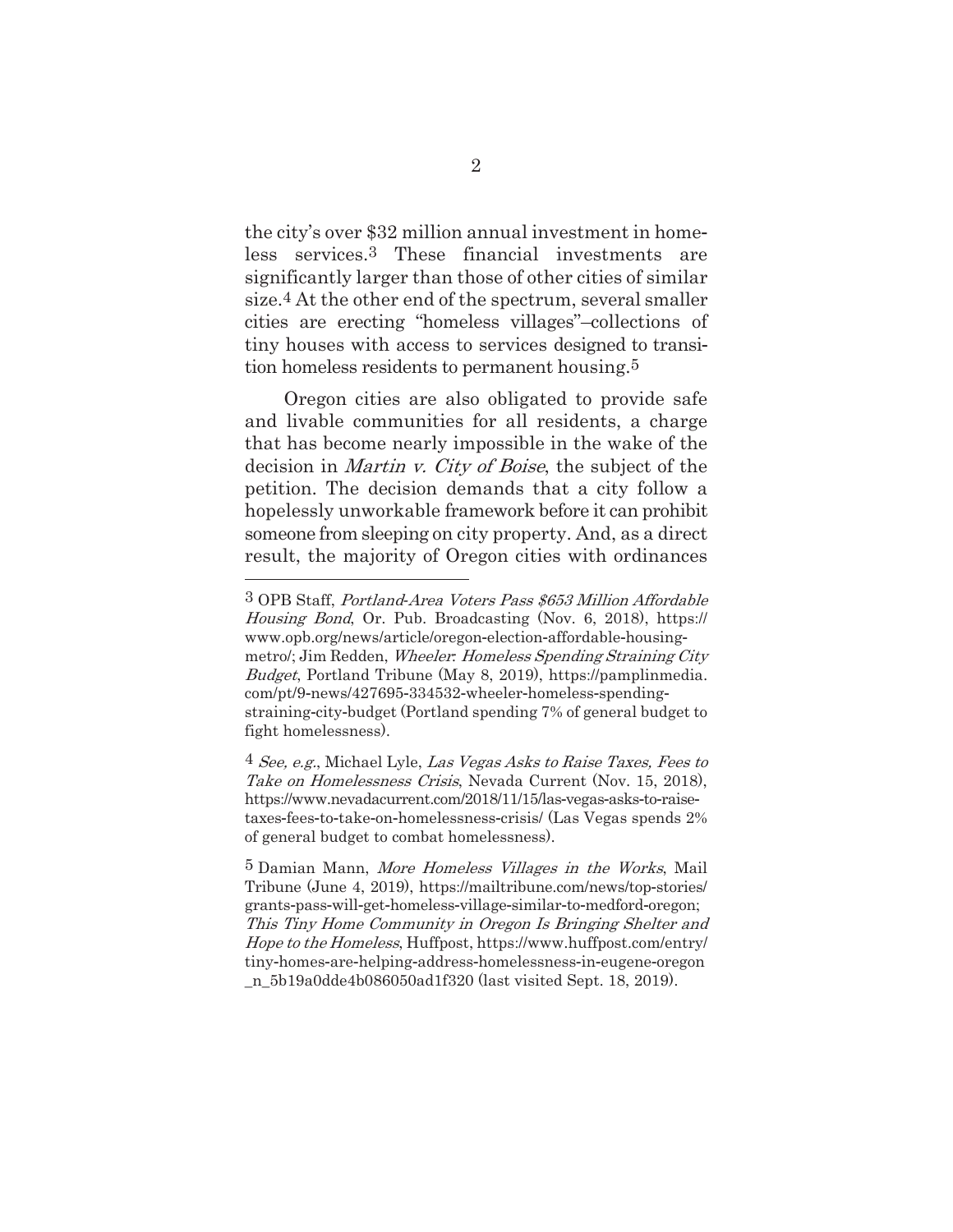the city's over $32 million annual investment in homeless services.[3] These financial investments are significantly larger than those of other cities of similar size.[4] At the other end of the spectrum, several smaller cities are erecting "homeless villages"–collections of tiny houses with access to services designed to transition homeless residents to permanent housing.[5]

Oregon cities are also obligated to provide safe and livable communities for all residents, a charge that has become nearly impossible in the wake of the decision in *Martin v. City of Boise*, the subject of the petition. The decision demands that a city follow a hopelessly unworkable framework before it can prohibit someone from sleeping on city property. And, as a direct result, the majority of Oregon cities with ordinances

---

[3] OPB Staff, *Portland-Area Voters Pass $653 Million Affordable Housing Bond*, Or. Pub. Broadcasting (Nov. 6, 2018), https://www.opb.org/news/article/oregon-election-affordable-housing-metro/; Jim Redden, *Wheeler: Homeless Spending Straining City Budget*, Portland Tribune (May 8, 2019), https://pamplinmedia.com/pt/9-news/427695-334532-wheeler-homeless-spending-straining-city-budget (Portland spending 7% of general budget to fight homelessness).

[4] *See, e.g.*, Michael Lyle, *Las Vegas Asks to Raise Taxes, Fees to Take on Homelessness Crisis*, Nevada Current (Nov. 15, 2018), https://www.nevadacurrent.com/2018/11/15/las-vegas-asks-to-raise-taxes-fees-to-take-on-homelessness-crisis/ (Las Vegas spends 2% of general budget to combat homelessness).

[5] Damian Mann, *More Homeless Villages in the Works*, Mail Tribune (June 4, 2019), https://mailtribune.com/news/top-stories/grants-pass-will-get-homeless-village-similar-to-medford-oregon; *This Tiny Home Community in Oregon Is Bringing Shelter and Hope to the Homeless*, Huffpost, https://www.huffpost.com/entry/tiny-homes-are-helping-address-homelessness-in-eugene-oregon_n_5b19a0dde4b086050ad1f320 (last visited Sept. 18, 2019).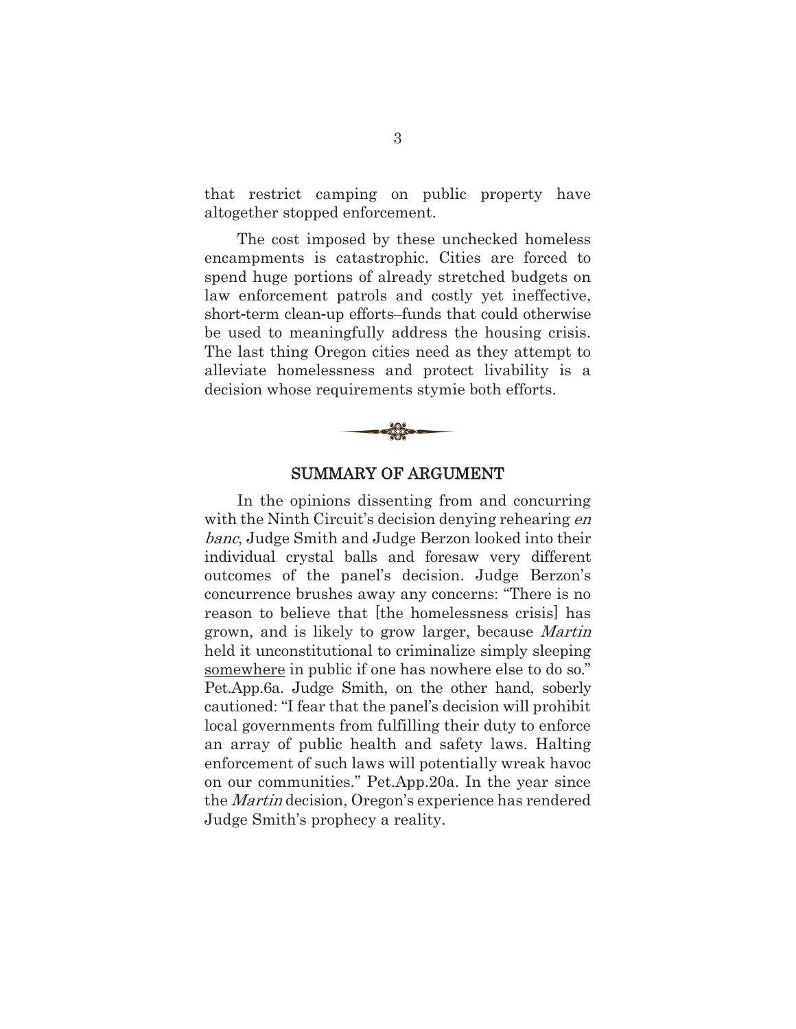that restrict camping on public property have altogether stopped enforcement.

The cost imposed by these unchecked homeless encampments is catastrophic. Cities are forced to spend huge portions of already stretched budgets on law enforcement patrols and costly yet ineffective, short-term clean-up efforts–funds that could otherwise be used to meaningfully address the housing crisis. The last thing Oregon cities need as they attempt to alleviate homelessness and protect livability is a decision whose requirements stymie both efforts.

## SUMMARY OF ARGUMENT

In the opinions dissenting from and concurring with the Ninth Circuit's decision denying rehearing *en banc*, Judge Smith and Judge Berzon looked into their individual crystal balls and foresaw very different outcomes of the panel's decision. Judge Berzon's concurrence brushes away any concerns: "There is no reason to believe that [the homelessness crisis] has grown, and is likely to grow larger, because *Martin* held it unconstitutional to criminalize simply sleeping <u>somewhere</u> in public if one has nowhere else to do so." Pet.App.6a. Judge Smith, on the other hand, soberly cautioned: "I fear that the panel's decision will prohibit local governments from fulfilling their duty to enforce an array of public health and safety laws. Halting enforcement of such laws will potentially wreak havoc on our communities." Pet.App.20a. In the year since the *Martin* decision, Oregon's experience has rendered Judge Smith's prophecy a reality.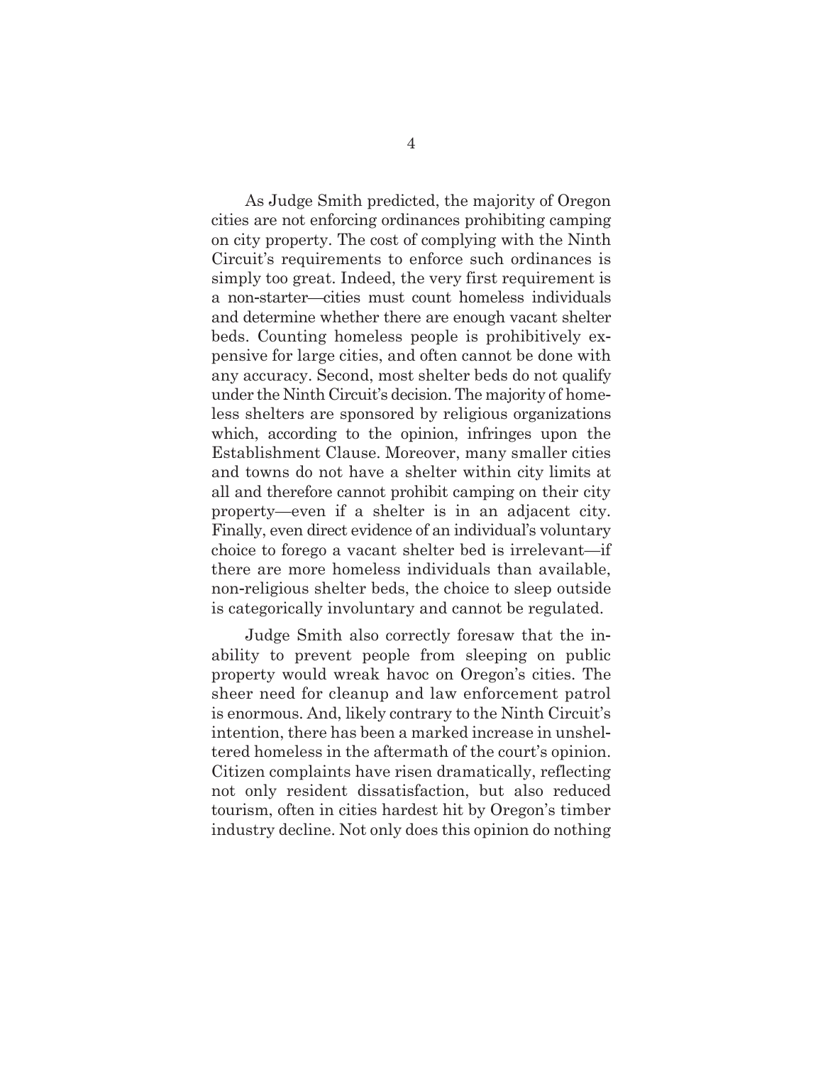As Judge Smith predicted, the majority of Oregon cities are not enforcing ordinances prohibiting camping on city property. The cost of complying with the Ninth Circuit's requirements to enforce such ordinances is simply too great. Indeed, the very first requirement is a non-starter—cities must count homeless individuals and determine whether there are enough vacant shelter beds. Counting homeless people is prohibitively expensive for large cities, and often cannot be done with any accuracy. Second, most shelter beds do not qualify under the Ninth Circuit's decision. The majority of homeless shelters are sponsored by religious organizations which, according to the opinion, infringes upon the Establishment Clause. Moreover, many smaller cities and towns do not have a shelter within city limits at all and therefore cannot prohibit camping on their city property—even if a shelter is in an adjacent city. Finally, even direct evidence of an individual's voluntary choice to forego a vacant shelter bed is irrelevant—if there are more homeless individuals than available, non-religious shelter beds, the choice to sleep outside is categorically involuntary and cannot be regulated.

Judge Smith also correctly foresaw that the inability to prevent people from sleeping on public property would wreak havoc on Oregon's cities. The sheer need for cleanup and law enforcement patrol is enormous. And, likely contrary to the Ninth Circuit's intention, there has been a marked increase in unsheltered homeless in the aftermath of the court's opinion. Citizen complaints have risen dramatically, reflecting not only resident dissatisfaction, but also reduced tourism, often in cities hardest hit by Oregon's timber industry decline. Not only does this opinion do nothing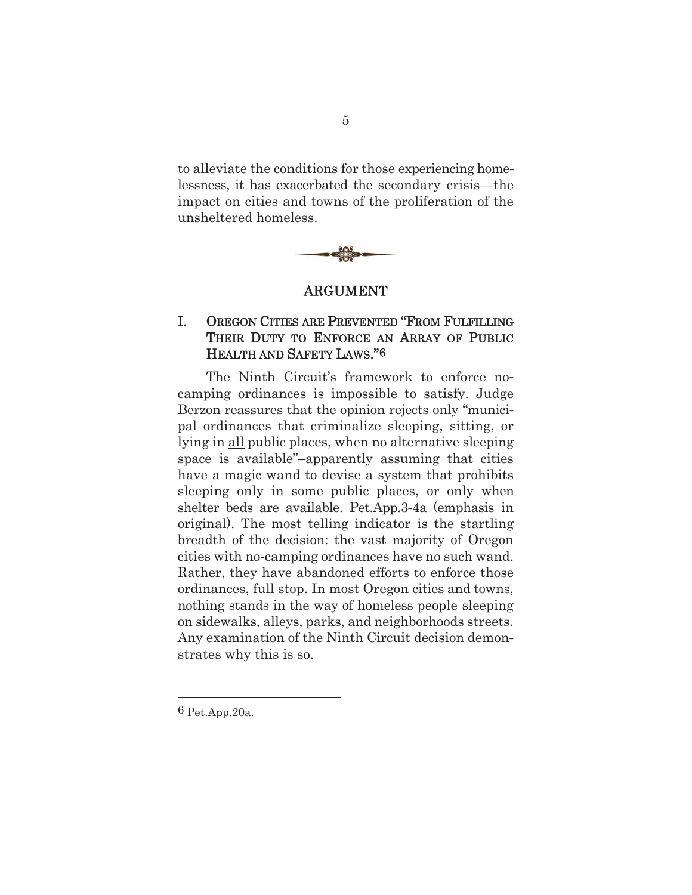to alleviate the conditions for those experiencing homelessness, it has exacerbated the secondary crisis—the impact on cities and towns of the proliferation of the unsheltered homeless.

## ARGUMENT

### I. OREGON CITIES ARE PREVENTED "FROM FULFILLING THEIR DUTY TO ENFORCE AN ARRAY OF PUBLIC HEALTH AND SAFETY LAWS."[6]

The Ninth Circuit's framework to enforce no-camping ordinances is impossible to satisfy. Judge Berzon reassures that the opinion rejects only "municipal ordinances that criminalize sleeping, sitting, or lying in <u>all</u> public places, when no alternative sleeping space is available"–apparently assuming that cities have a magic wand to devise a system that prohibits sleeping only in some public places, or only when shelter beds are available. Pet.App.3-4a (emphasis in original). The most telling indicator is the startling breadth of the decision: the vast majority of Oregon cities with no-camping ordinances have no such wand. Rather, they have abandoned efforts to enforce those ordinances, full stop. In most Oregon cities and towns, nothing stands in the way of homeless people sleeping on sidewalks, alleys, parks, and neighborhoods streets. Any examination of the Ninth Circuit decision demonstrates why this is so.

---

[6] Pet.App.20a.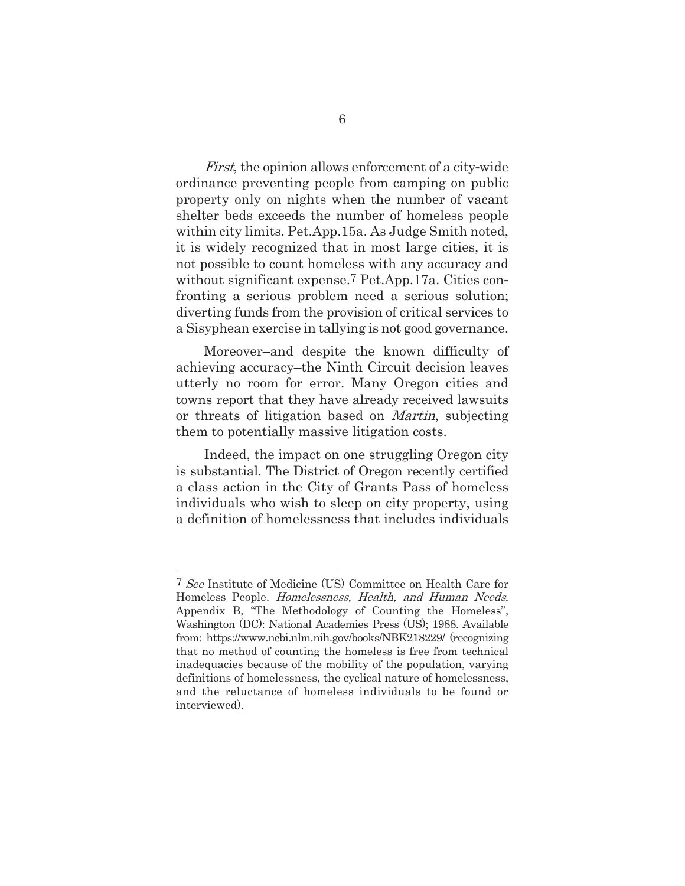*First*, the opinion allows enforcement of a city-wide ordinance preventing people from camping on public property only on nights when the number of vacant shelter beds exceeds the number of homeless people within city limits. Pet.App.15a. As Judge Smith noted, it is widely recognized that in most large cities, it is not possible to count homeless with any accuracy and without significant expense.[7] Pet.App.17a. Cities confronting a serious problem need a serious solution; diverting funds from the provision of critical services to a Sisyphean exercise in tallying is not good governance.

Moreover–and despite the known difficulty of achieving accuracy–the Ninth Circuit decision leaves utterly no room for error. Many Oregon cities and towns report that they have already received lawsuits or threats of litigation based on *Martin*, subjecting them to potentially massive litigation costs.

Indeed, the impact on one struggling Oregon city is substantial. The District of Oregon recently certified a class action in the City of Grants Pass of homeless individuals who wish to sleep on city property, using a definition of homelessness that includes individuals

---

[7] *See* Institute of Medicine (US) Committee on Health Care for Homeless People. *Homelessness, Health, and Human Needs*, Appendix B, "The Methodology of Counting the Homeless", Washington (DC): National Academies Press (US); 1988. Available from: https://www.ncbi.nlm.nih.gov/books/NBK218229/ (recognizing that no method of counting the homeless is free from technical inadequacies because of the mobility of the population, varying definitions of homelessness, the cyclical nature of homelessness, and the reluctance of homeless individuals to be found or interviewed).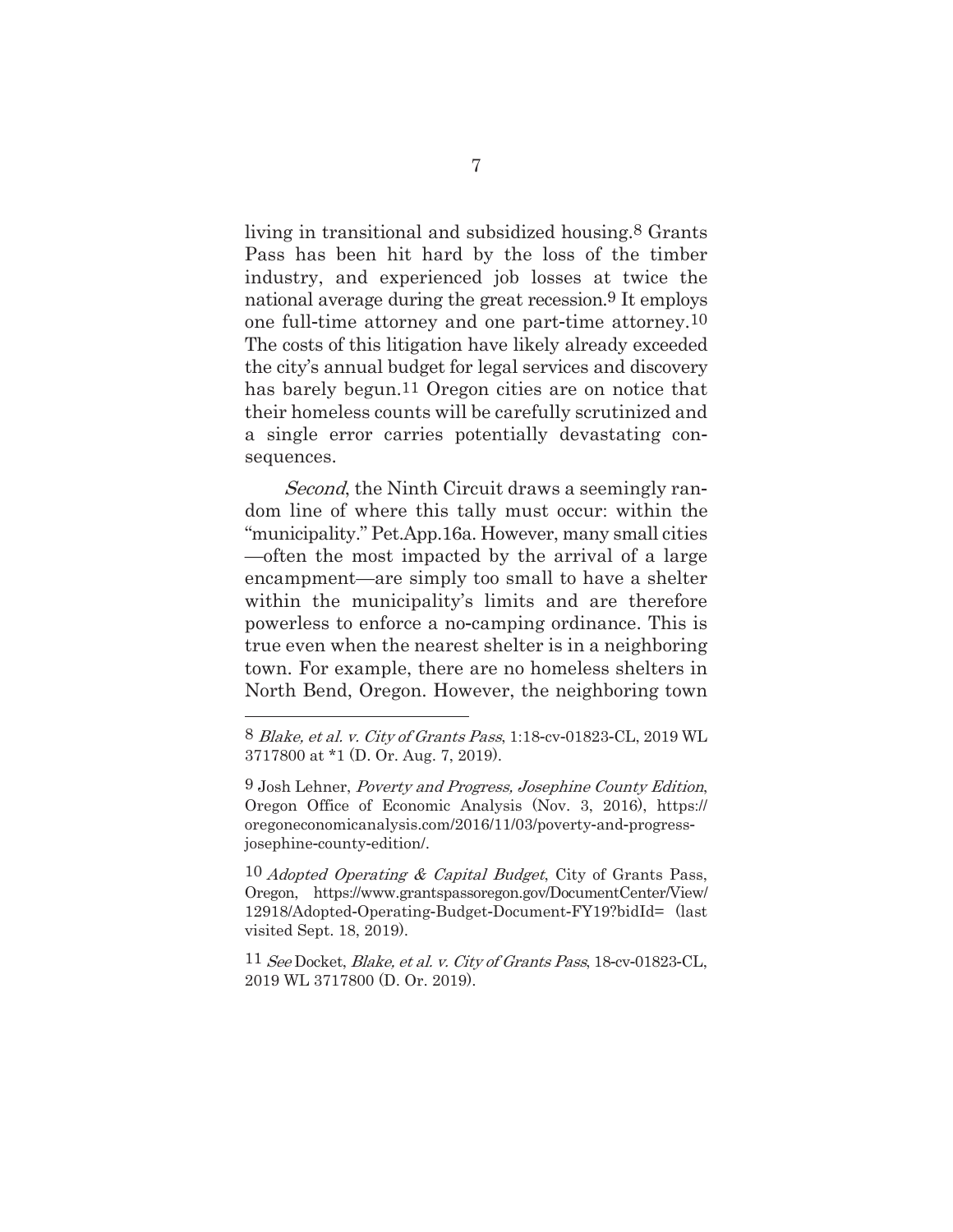living in transitional and subsidized housing.[8] Grants Pass has been hit hard by the loss of the timber industry, and experienced job losses at twice the national average during the great recession.[9] It employs one full-time attorney and one part-time attorney.[10] The costs of this litigation have likely already exceeded the city's annual budget for legal services and discovery has barely begun.[11] Oregon cities are on notice that their homeless counts will be carefully scrutinized and a single error carries potentially devastating consequences.

*Second*, the Ninth Circuit draws a seemingly random line of where this tally must occur: within the "municipality." Pet.App.16a. However, many small cities —often the most impacted by the arrival of a large encampment—are simply too small to have a shelter within the municipality's limits and are therefore powerless to enforce a no-camping ordinance. This is true even when the nearest shelter is in a neighboring town. For example, there are no homeless shelters in North Bend, Oregon. However, the neighboring town

---

[8] *Blake, et al. v. City of Grants Pass*, 1:18-cv-01823-CL, 2019 WL 3717800 at \*1 (D. Or. Aug. 7, 2019).

[9] Josh Lehner, *Poverty and Progress, Josephine County Edition*, Oregon Office of Economic Analysis (Nov. 3, 2016), https://oregoneconomicanalysis.com/2016/11/03/poverty-and-progress-josephine-county-edition/.

[10] *Adopted Operating & Capital Budget*, City of Grants Pass, Oregon, https://www.grantspassoregon.gov/DocumentCenter/View/12918/Adopted-Operating-Budget-Document-FY19?bidId= (last visited Sept. 18, 2019).

[11] *See* Docket, *Blake, et al. v. City of Grants Pass*, 18-cv-01823-CL, 2019 WL 3717800 (D. Or. 2019).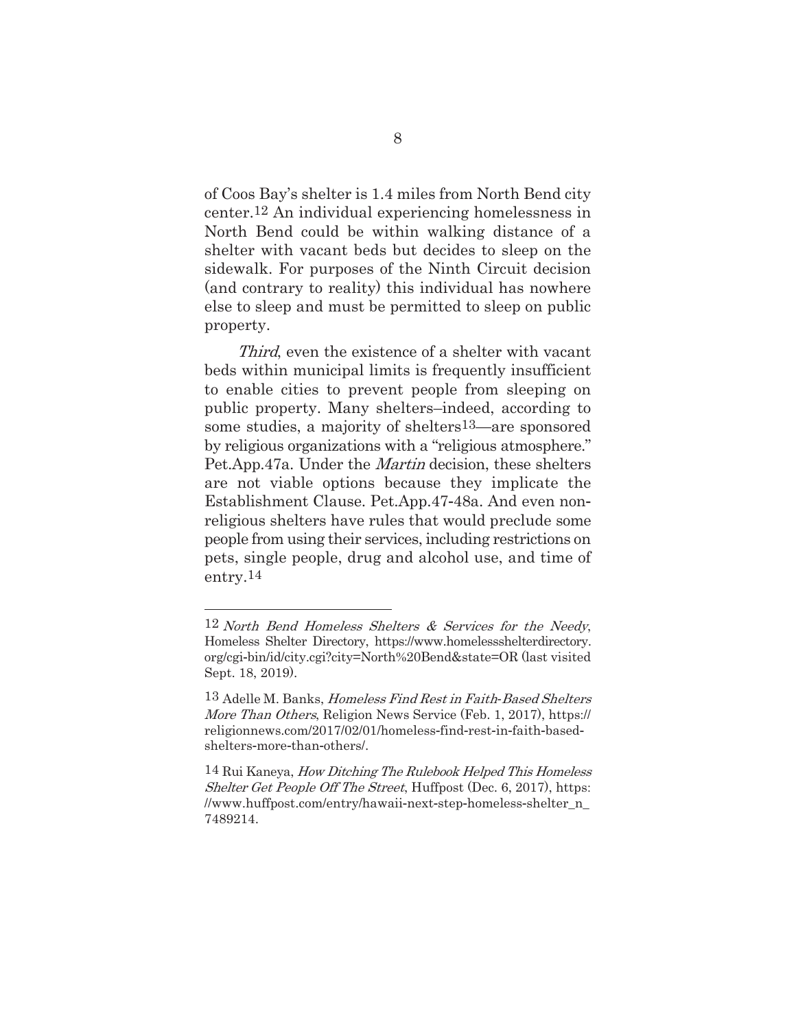of Coos Bay's shelter is 1.4 miles from North Bend city center.[12] An individual experiencing homelessness in North Bend could be within walking distance of a shelter with vacant beds but decides to sleep on the sidewalk. For purposes of the Ninth Circuit decision (and contrary to reality) this individual has nowhere else to sleep and must be permitted to sleep on public property.

*Third*, even the existence of a shelter with vacant beds within municipal limits is frequently insufficient to enable cities to prevent people from sleeping on public property. Many shelters–indeed, according to some studies, a majority of shelters[13]—are sponsored by religious organizations with a "religious atmosphere." Pet.App.47a. Under the *Martin* decision, these shelters are not viable options because they implicate the Establishment Clause. Pet.App.47-48a. And even non-religious shelters have rules that would preclude some people from using their services, including restrictions on pets, single people, drug and alcohol use, and time of entry.[14]

---

[12] *North Bend Homeless Shelters & Services for the Needy*, Homeless Shelter Directory, https://www.homelessshelterdirectory.org/cgi-bin/id/city.cgi?city=North%20Bend&state=OR (last visited Sept. 18, 2019).

[13] Adelle M. Banks, *Homeless Find Rest in Faith-Based Shelters More Than Others*, Religion News Service (Feb. 1, 2017), https://religionnews.com/2017/02/01/homeless-find-rest-in-faith-based-shelters-more-than-others/.

[14] Rui Kaneya, *How Ditching The Rulebook Helped This Homeless Shelter Get People Off The Street*, Huffpost (Dec. 6, 2017), https://www.huffpost.com/entry/hawaii-next-step-homeless-shelter_n_7489214.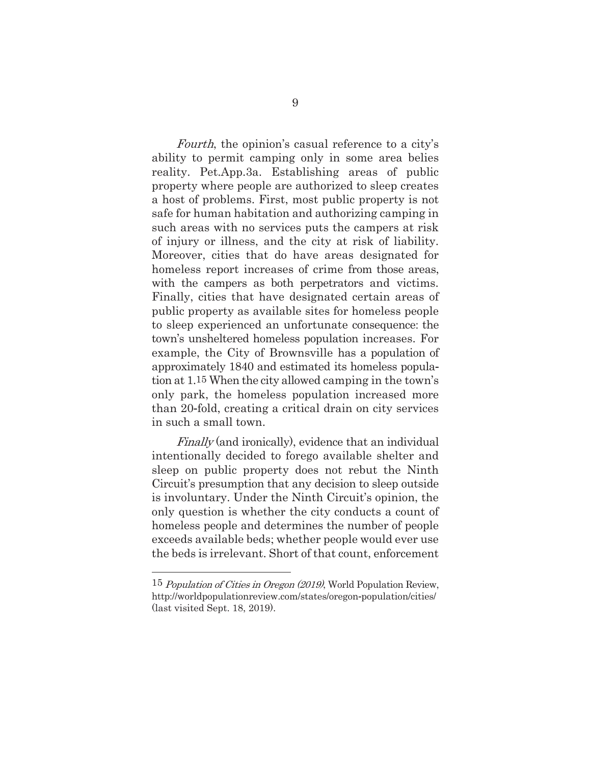*Fourth*, the opinion's casual reference to a city's ability to permit camping only in some area belies reality. Pet.App.3a. Establishing areas of public property where people are authorized to sleep creates a host of problems. First, most public property is not safe for human habitation and authorizing camping in such areas with no services puts the campers at risk of injury or illness, and the city at risk of liability. Moreover, cities that do have areas designated for homeless report increases of crime from those areas, with the campers as both perpetrators and victims. Finally, cities that have designated certain areas of public property as available sites for homeless people to sleep experienced an unfortunate consequence: the town's unsheltered homeless population increases. For example, the City of Brownsville has a population of approximately 1840 and estimated its homeless population at 1.[15] When the city allowed camping in the town's only park, the homeless population increased more than 20-fold, creating a critical drain on city services in such a small town.

*Finally* (and ironically), evidence that an individual intentionally decided to forego available shelter and sleep on public property does not rebut the Ninth Circuit's presumption that any decision to sleep outside is involuntary. Under the Ninth Circuit's opinion, the only question is whether the city conducts a count of homeless people and determines the number of people exceeds available beds; whether people would ever use the beds is irrelevant. Short of that count, enforcement

---

[15] *Population of Cities in Oregon (2019)*, World Population Review, http://worldpopulationreview.com/states/oregon-population/cities/ (last visited Sept. 18, 2019).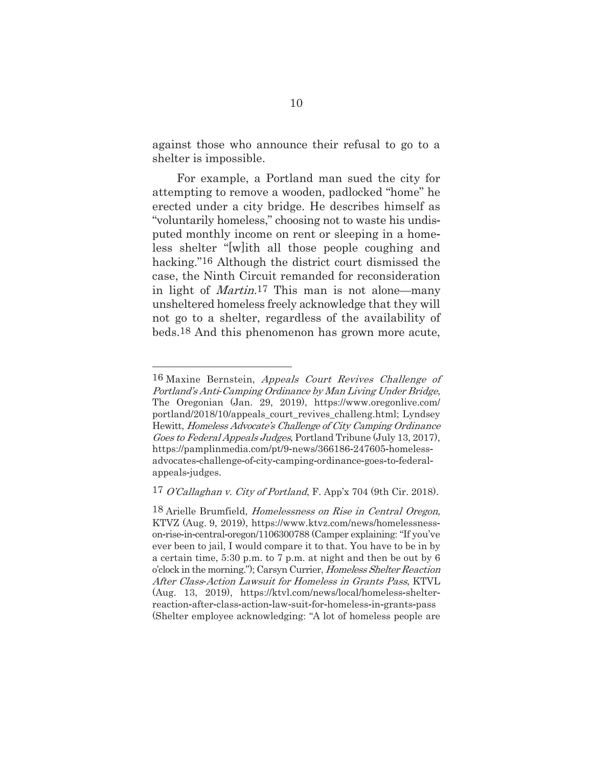against those who announce their refusal to go to a shelter is impossible.

For example, a Portland man sued the city for attempting to remove a wooden, padlocked "home" he erected under a city bridge. He describes himself as "voluntarily homeless," choosing not to waste his undisputed monthly income on rent or sleeping in a homeless shelter "[w]ith all those people coughing and hacking."[16] Although the district court dismissed the case, the Ninth Circuit remanded for reconsideration in light of *Martin.*[17] This man is not alone—many unsheltered homeless freely acknowledge that they will not go to a shelter, regardless of the availability of beds.[18] And this phenomenon has grown more acute,

---

[16] Maxine Bernstein, *Appeals Court Revives Challenge of Portland's Anti-Camping Ordinance by Man Living Under Bridge*, The Oregonian (Jan. 29, 2019), https://www.oregonlive.com/portland/2018/10/appeals_court_revives_challeng.html; Lyndsey Hewitt, *Homeless Advocate's Challenge of City Camping Ordinance Goes to Federal Appeals Judges*, Portland Tribune (July 13, 2017), https://pamplinmedia.com/pt/9-news/366186-247605-homeless-advocates-challenge-of-city-camping-ordinance-goes-to-federal-appeals-judges.

[17] *O'Callaghan v. City of Portland*, F. App'x 704 (9th Cir. 2018).

[18] Arielle Brumfield, *Homelessness on Rise in Central Oregon*, KTVZ (Aug. 9, 2019), https://www.ktvz.com/news/homelessness-on-rise-in-central-oregon/1106300788 (Camper explaining: "If you've ever been to jail, I would compare it to that. You have to be in by a certain time, 5:30 p.m. to 7 p.m. at night and then be out by 6 o'clock in the morning."); Carsyn Currier, *Homeless Shelter Reaction After Class-Action Lawsuit for Homeless in Grants Pass*, KTVL (Aug. 13, 2019), https://ktvl.com/news/local/homeless-shelter-reaction-after-class-action-law-suit-for-homeless-in-grants-pass (Shelter employee acknowledging: "A lot of homeless people are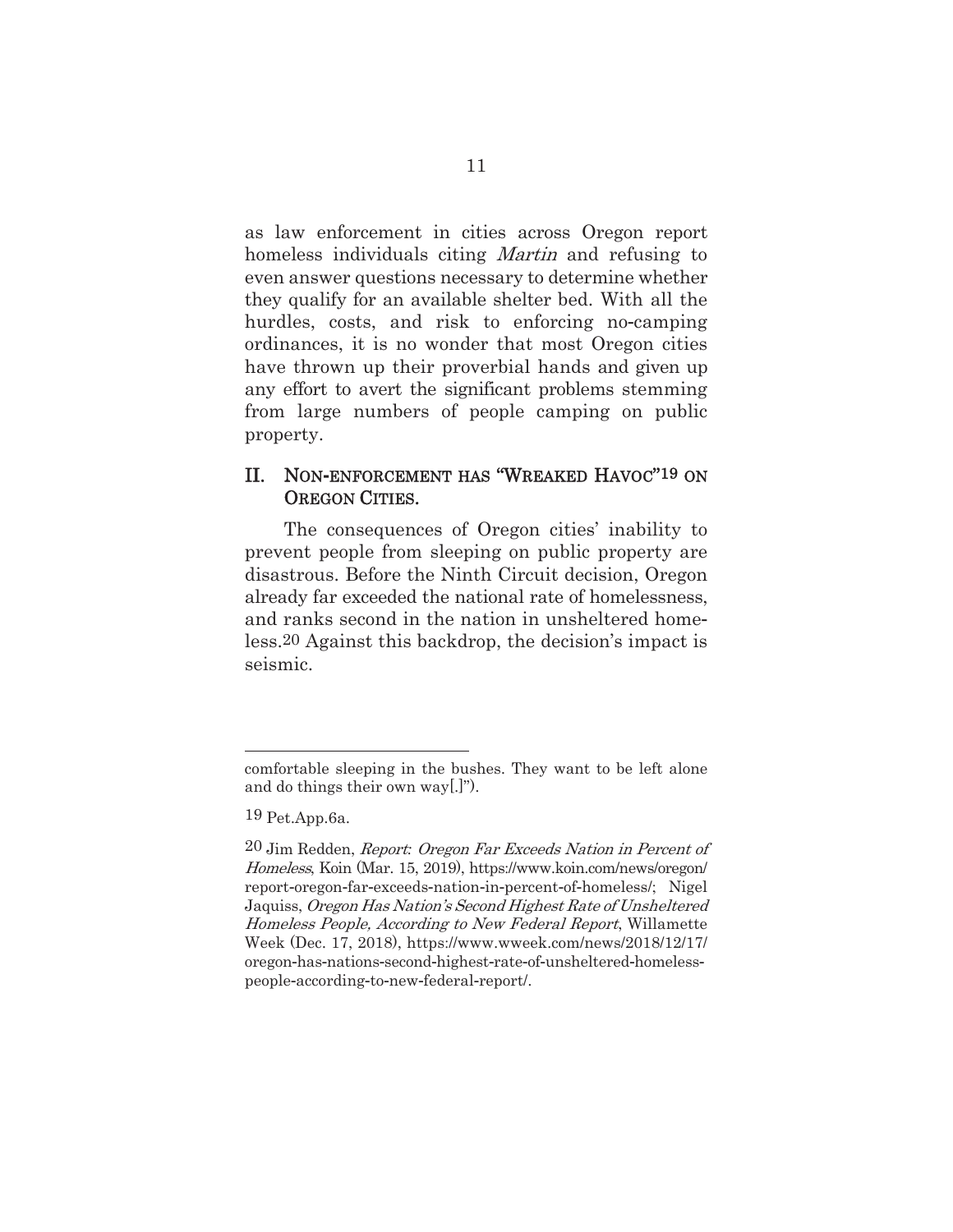as law enforcement in cities across Oregon report homeless individuals citing *Martin* and refusing to even answer questions necessary to determine whether they qualify for an available shelter bed. With all the hurdles, costs, and risk to enforcing no-camping ordinances, it is no wonder that most Oregon cities have thrown up their proverbial hands and given up any effort to avert the significant problems stemming from large numbers of people camping on public property.

## II. NON-ENFORCEMENT HAS "WREAKED HAVOC"[19] ON OREGON CITIES.

The consequences of Oregon cities' inability to prevent people from sleeping on public property are disastrous. Before the Ninth Circuit decision, Oregon already far exceeded the national rate of homelessness, and ranks second in the nation in unsheltered homeless.[20] Against this backdrop, the decision's impact is seismic.

---

comfortable sleeping in the bushes. They want to be left alone and do things their own way[.]").

[19] Pet.App.6a.

[20] Jim Redden, *Report: Oregon Far Exceeds Nation in Percent of Homeless*, Koin (Mar. 15, 2019), https://www.koin.com/news/oregon/report-oregon-far-exceeds-nation-in-percent-of-homeless/; Nigel Jaquiss, *Oregon Has Nation's Second Highest Rate of Unsheltered Homeless People, According to New Federal Report*, Willamette Week (Dec. 17, 2018), https://www.wweek.com/news/2018/12/17/oregon-has-nations-second-highest-rate-of-unsheltered-homeless-people-according-to-new-federal-report/.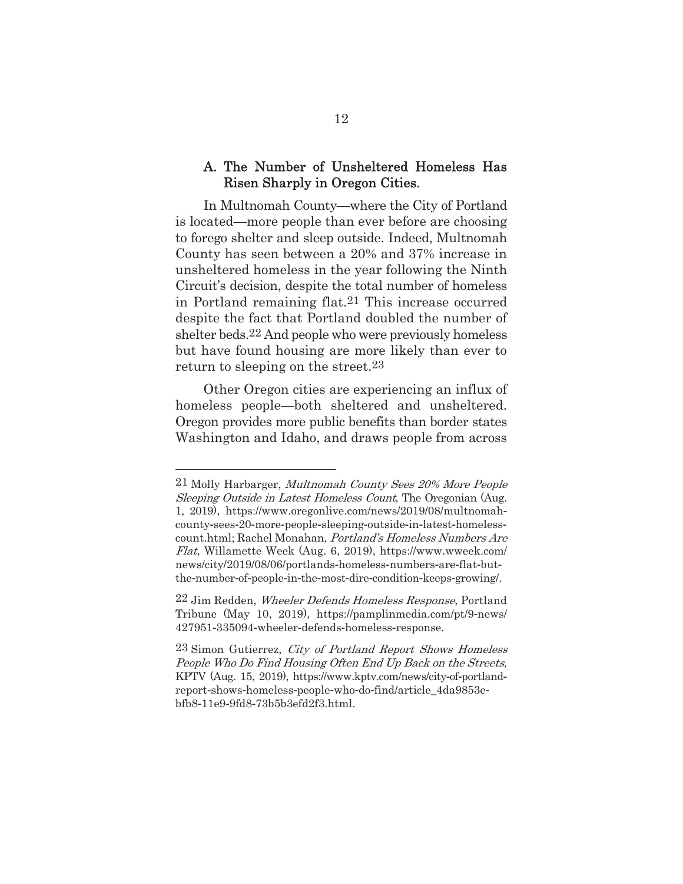### A. The Number of Unsheltered Homeless Has Risen Sharply in Oregon Cities.

In Multnomah County—where the City of Portland is located—more people than ever before are choosing to forego shelter and sleep outside. Indeed, Multnomah County has seen between a 20% and 37% increase in unsheltered homeless in the year following the Ninth Circuit's decision, despite the total number of homeless in Portland remaining flat.[21] This increase occurred despite the fact that Portland doubled the number of shelter beds.[22] And people who were previously homeless but have found housing are more likely than ever to return to sleeping on the street.[23]

Other Oregon cities are experiencing an influx of homeless people—both sheltered and unsheltered. Oregon provides more public benefits than border states Washington and Idaho, and draws people from across

---

[21] Molly Harbarger, *Multnomah County Sees 20% More People Sleeping Outside in Latest Homeless Count*, The Oregonian (Aug. 1, 2019), https://www.oregonlive.com/news/2019/08/multnomah-county-sees-20-more-people-sleeping-outside-in-latest-homeless-count.html; Rachel Monahan, *Portland's Homeless Numbers Are Flat*, Willamette Week (Aug. 6, 2019), https://www.wweek.com/news/city/2019/08/06/portlands-homeless-numbers-are-flat-but-the-number-of-people-in-the-most-dire-condition-keeps-growing/.

[22] Jim Redden, *Wheeler Defends Homeless Response*, Portland Tribune (May 10, 2019), https://pamplinmedia.com/pt/9-news/427951-335094-wheeler-defends-homeless-response.

[23] Simon Gutierrez, *City of Portland Report Shows Homeless People Who Do Find Housing Often End Up Back on the Streets*, KPTV (Aug. 15, 2019), https://www.kptv.com/news/city-of-portland-report-shows-homeless-people-who-do-find/article_4da9853e-bfb8-11e9-9fd8-73b5b3efd2f3.html.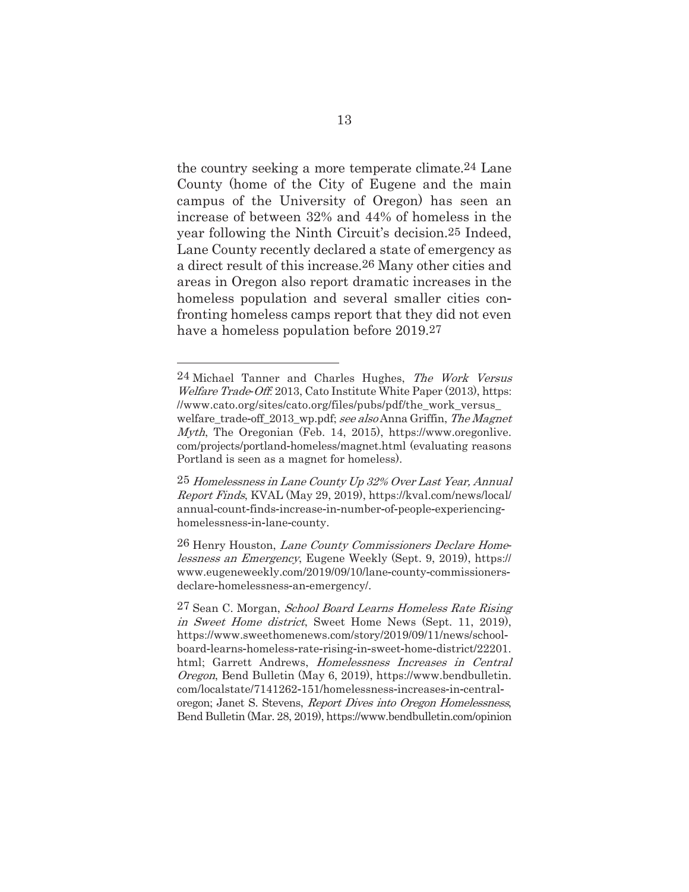the country seeking a more temperate climate.[24] Lane County (home of the City of Eugene and the main campus of the University of Oregon) has seen an increase of between 32% and 44% of homeless in the year following the Ninth Circuit's decision.[25] Indeed, Lane County recently declared a state of emergency as a direct result of this increase.[26] Many other cities and areas in Oregon also report dramatic increases in the homeless population and several smaller cities confronting homeless camps report that they did not even have a homeless population before 2019.[27]

---

[24] Michael Tanner and Charles Hughes, *The Work Versus Welfare Trade-Off:* 2013, Cato Institute White Paper (2013), https://www.cato.org/sites/cato.org/files/pubs/pdf/the_work_versus_welfare_trade-off_2013_wp.pdf; *see also* Anna Griffin, *The Magnet Myth*, The Oregonian (Feb. 14, 2015), https://www.oregonlive.com/projects/portland-homeless/magnet.html (evaluating reasons Portland is seen as a magnet for homeless).

[25] *Homelessness in Lane County Up 32% Over Last Year, Annual Report Finds*, KVAL (May 29, 2019), https://kval.com/news/local/annual-count-finds-increase-in-number-of-people-experiencing-homelessness-in-lane-county.

[26] Henry Houston, *Lane County Commissioners Declare Homelessness an Emergency*, Eugene Weekly (Sept. 9, 2019), https://www.eugeneweekly.com/2019/09/10/lane-county-commissioners-declare-homelessness-an-emergency/.

[27] Sean C. Morgan, *School Board Learns Homeless Rate Rising in Sweet Home district*, Sweet Home News (Sept. 11, 2019), https://www.sweethomenews.com/story/2019/09/11/news/school-board-learns-homeless-rate-rising-in-sweet-home-district/22201.html; Garrett Andrews, *Homelessness Increases in Central Oregon*, Bend Bulletin (May 6, 2019), https://www.bendbulletin.com/localstate/7141262-151/homelessness-increases-in-central-oregon; Janet S. Stevens, *Report Dives into Oregon Homelessness*, Bend Bulletin (Mar. 28, 2019), https://www.bendbulletin.com/opinion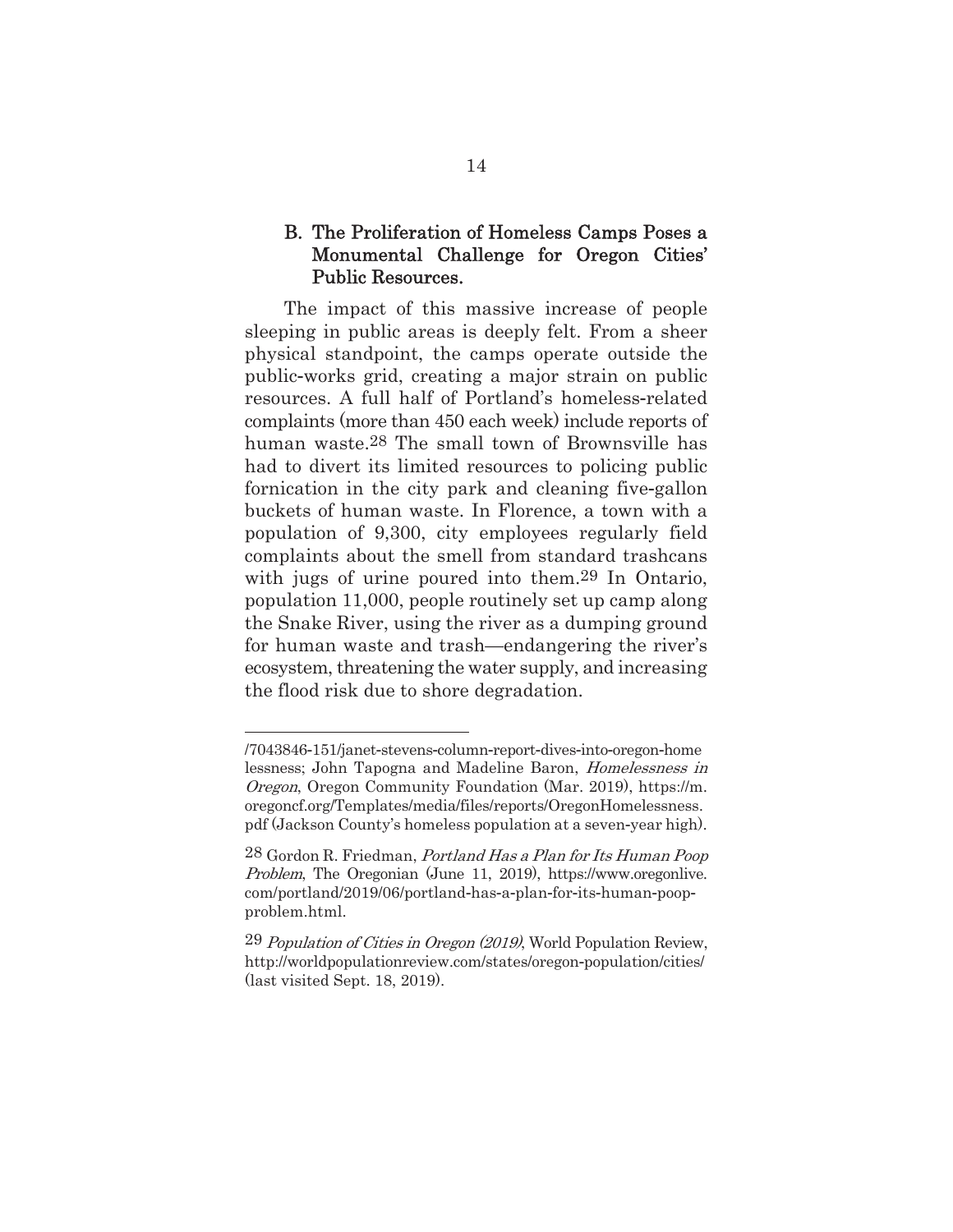### B. The Proliferation of Homeless Camps Poses a Monumental Challenge for Oregon Cities' Public Resources.

The impact of this massive increase of people sleeping in public areas is deeply felt. From a sheer physical standpoint, the camps operate outside the public-works grid, creating a major strain on public resources. A full half of Portland's homeless-related complaints (more than 450 each week) include reports of human waste.[28] The small town of Brownsville has had to divert its limited resources to policing public fornication in the city park and cleaning five-gallon buckets of human waste. In Florence, a town with a population of 9,300, city employees regularly field complaints about the smell from standard trashcans with jugs of urine poured into them.[29] In Ontario, population 11,000, people routinely set up camp along the Snake River, using the river as a dumping ground for human waste and trash—endangering the river's ecosystem, threatening the water supply, and increasing the flood risk due to shore degradation.

---

/7043846-151/janet-stevens-column-report-dives-into-oregon-homelessness; John Tapogna and Madeline Baron, *Homelessness in Oregon*, Oregon Community Foundation (Mar. 2019), https://m.oregoncf.org/Templates/media/files/reports/OregonHomelessness.pdf (Jackson County's homeless population at a seven-year high).

[28] Gordon R. Friedman, *Portland Has a Plan for Its Human Poop Problem*, The Oregonian (June 11, 2019), https://www.oregonlive.com/portland/2019/06/portland-has-a-plan-for-its-human-poop-problem.html.

[29] *Population of Cities in Oregon (2019)*, World Population Review, http://worldpopulationreview.com/states/oregon-population/cities/ (last visited Sept. 18, 2019).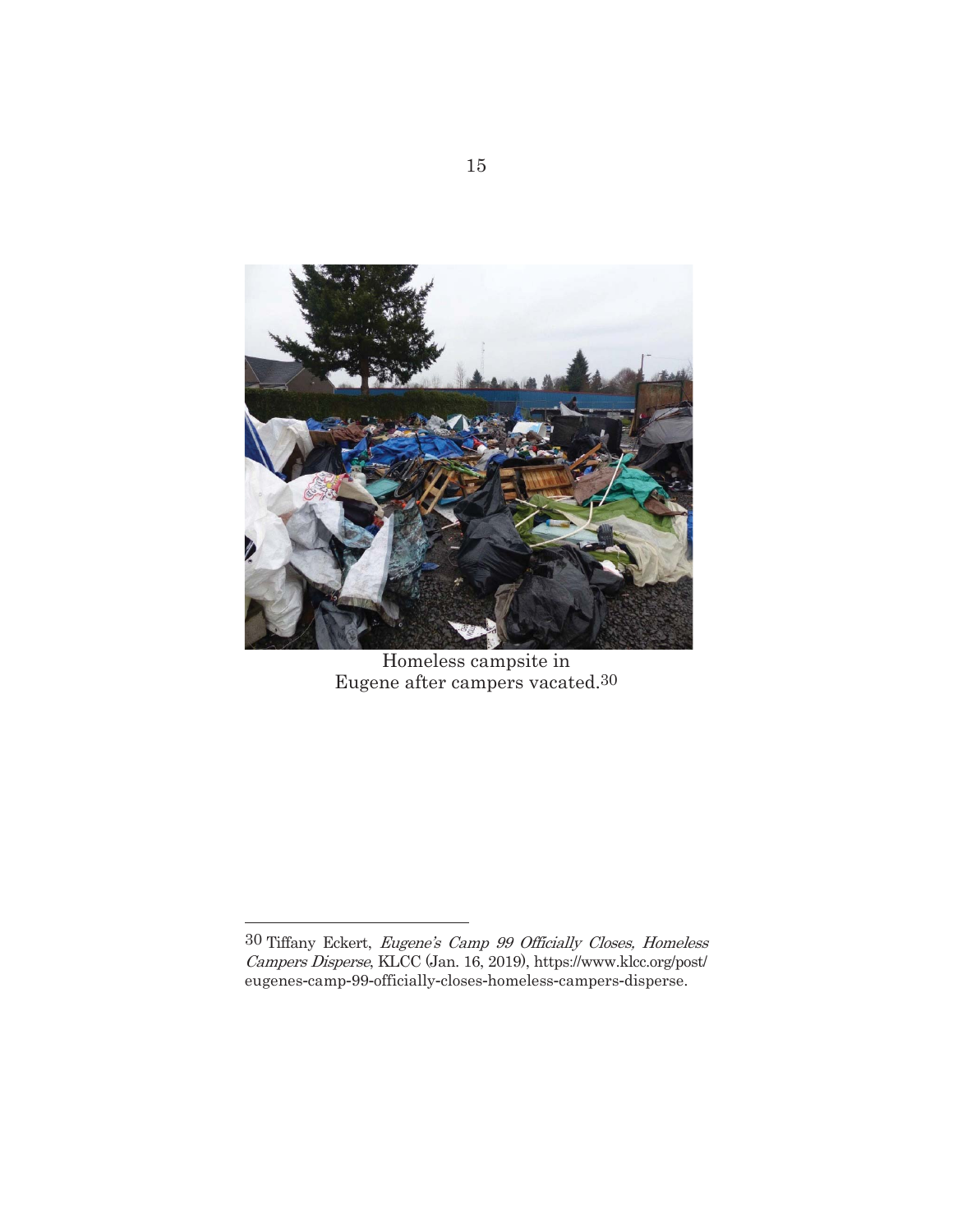Homeless campsite in
Eugene after campers vacated.[30]

---

[30] Tiffany Eckert, *Eugene's Camp 99 Officially Closes, Homeless Campers Disperse*, KLCC (Jan. 16, 2019), https://www.klcc.org/post/eugenes-camp-99-officially-closes-homeless-campers-disperse.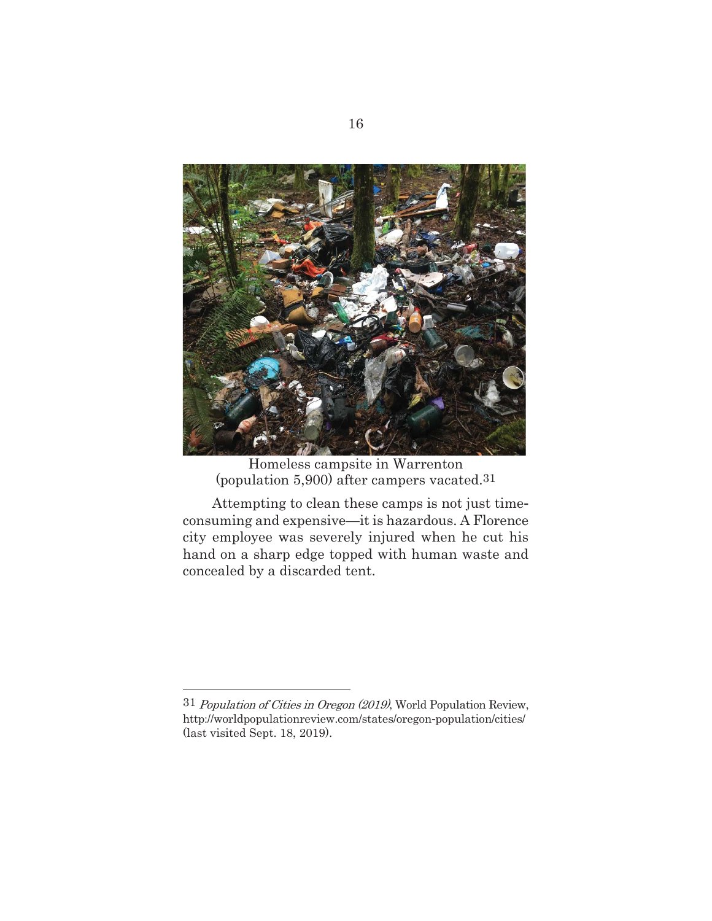Homeless campsite in Warrenton (population 5,900) after campers vacated.[31]

Attempting to clean these camps is not just time-consuming and expensive—it is hazardous. A Florence city employee was severely injured when he cut his hand on a sharp edge topped with human waste and concealed by a discarded tent.

---

[31] *Population of Cities in Oregon (2019)*, World Population Review, http://worldpopulationreview.com/states/oregon-population/cities/ (last visited Sept. 18, 2019).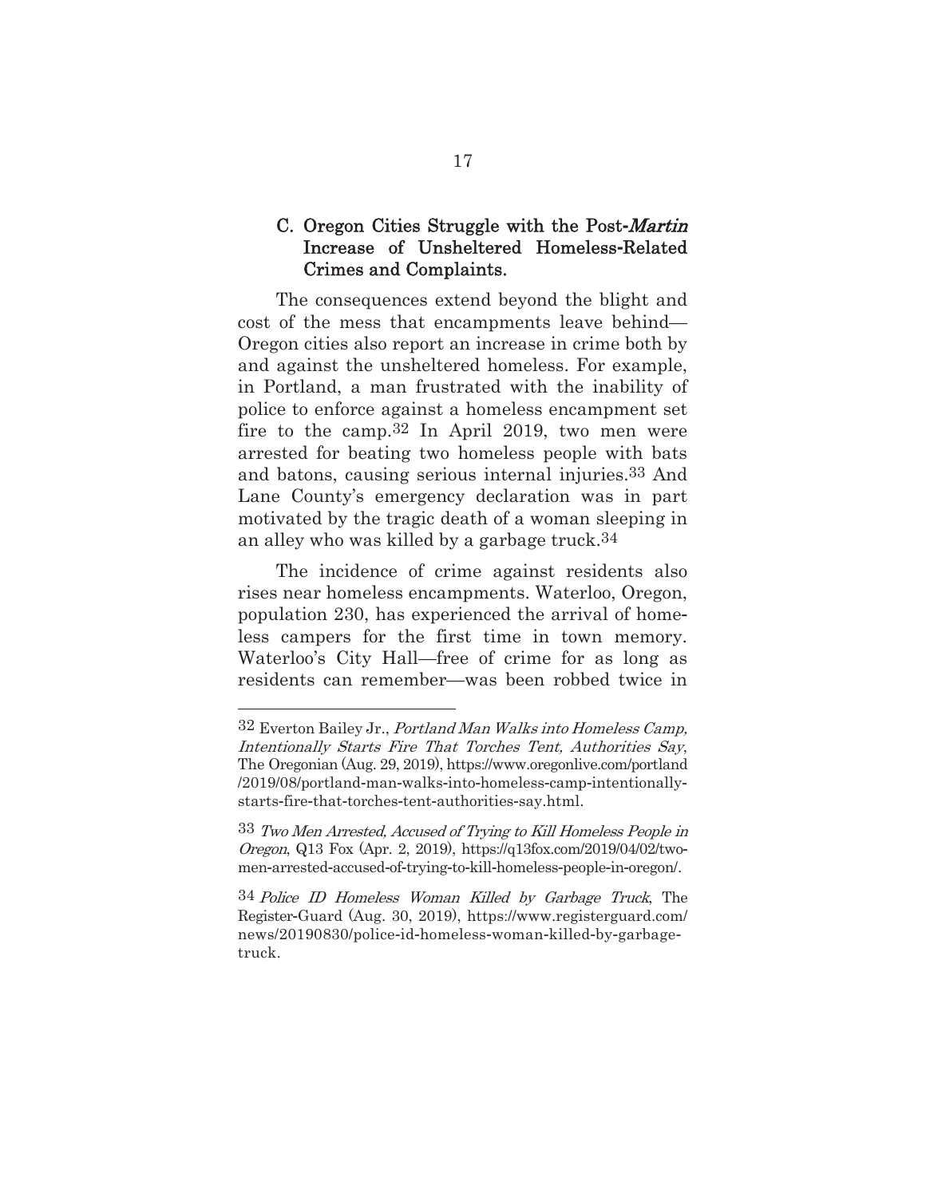### C. Oregon Cities Struggle with the Post-*Martin* Increase of Unsheltered Homeless-Related Crimes and Complaints.

The consequences extend beyond the blight and cost of the mess that encampments leave behind—Oregon cities also report an increase in crime both by and against the unsheltered homeless. For example, in Portland, a man frustrated with the inability of police to enforce against a homeless encampment set fire to the camp.[32] In April 2019, two men were arrested for beating two homeless people with bats and batons, causing serious internal injuries.[33] And Lane County's emergency declaration was in part motivated by the tragic death of a woman sleeping in an alley who was killed by a garbage truck.[34]

The incidence of crime against residents also rises near homeless encampments. Waterloo, Oregon, population 230, has experienced the arrival of homeless campers for the first time in town memory. Waterloo's City Hall—free of crime for as long as residents can remember—was been robbed twice in

---

[32] Everton Bailey Jr., *Portland Man Walks into Homeless Camp, Intentionally Starts Fire That Torches Tent, Authorities Say*, The Oregonian (Aug. 29, 2019), https://www.oregonlive.com/portland/2019/08/portland-man-walks-into-homeless-camp-intentionally-starts-fire-that-torches-tent-authorities-say.html.

[33] *Two Men Arrested, Accused of Trying to Kill Homeless People in Oregon*, Q13 Fox (Apr. 2, 2019), https://q13fox.com/2019/04/02/two-men-arrested-accused-of-trying-to-kill-homeless-people-in-oregon/.

[34] *Police ID Homeless Woman Killed by Garbage Truck*, The Register-Guard (Aug. 30, 2019), https://www.registerguard.com/news/20190830/police-id-homeless-woman-killed-by-garbage-truck.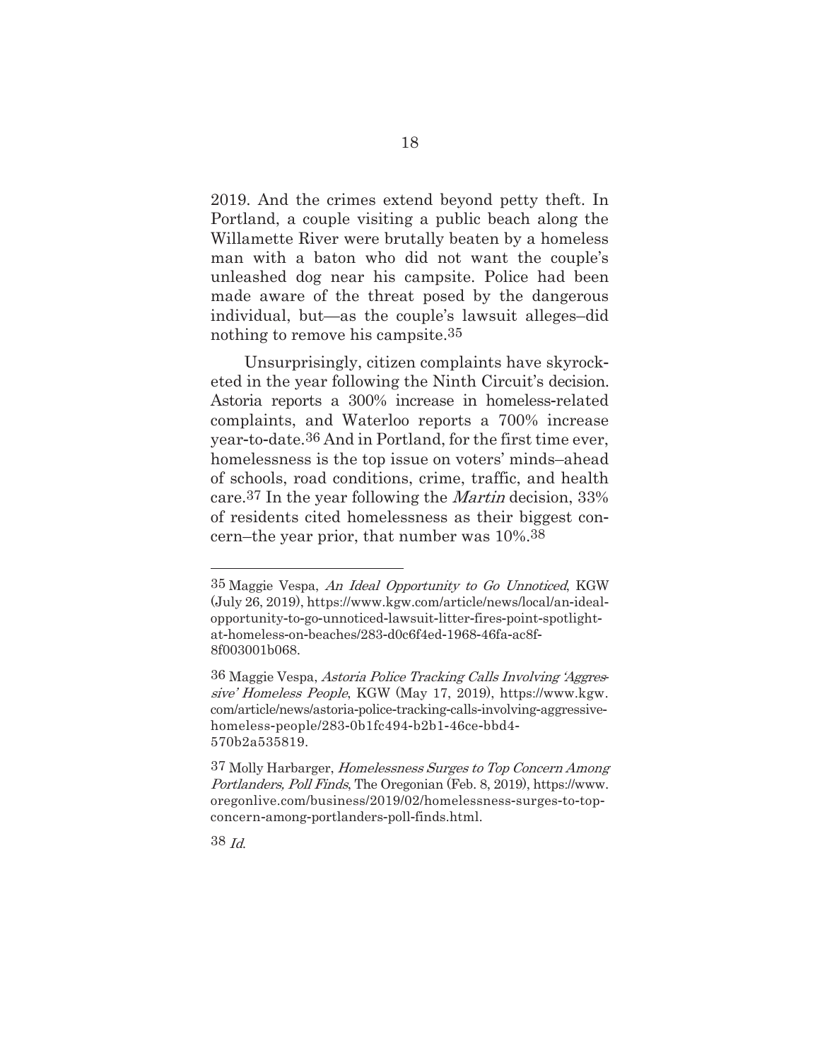2019. And the crimes extend beyond petty theft. In Portland, a couple visiting a public beach along the Willamette River were brutally beaten by a homeless man with a baton who did not want the couple's unleashed dog near his campsite. Police had been made aware of the threat posed by the dangerous individual, but—as the couple's lawsuit alleges–did nothing to remove his campsite.[35]

Unsurprisingly, citizen complaints have skyrocketed in the year following the Ninth Circuit's decision. Astoria reports a 300% increase in homeless-related complaints, and Waterloo reports a 700% increase year-to-date.[36] And in Portland, for the first time ever, homelessness is the top issue on voters' minds–ahead of schools, road conditions, crime, traffic, and health care.[37] In the year following the *Martin* decision, 33% of residents cited homelessness as their biggest concern–the year prior, that number was 10%.[38]

---

[35] Maggie Vespa, *An Ideal Opportunity to Go Unnoticed*, KGW (July 26, 2019), https://www.kgw.com/article/news/local/an-ideal-opportunity-to-go-unnoticed-lawsuit-litter-fires-point-spotlight-at-homeless-on-beaches/283-d0c6f4ed-1968-46fa-ac8f-8f003001b068.

[36] Maggie Vespa, *Astoria Police Tracking Calls Involving 'Aggressive' Homeless People*, KGW (May 17, 2019), https://www.kgw.com/article/news/astoria-police-tracking-calls-involving-aggressive-homeless-people/283-0b1fc494-b2b1-46ce-bbd4-570b2a535819.

[37] Molly Harbarger, *Homelessness Surges to Top Concern Among Portlanders, Poll Finds*, The Oregonian (Feb. 8, 2019), https://www.oregonlive.com/business/2019/02/homelessness-surges-to-top-concern-among-portlanders-poll-finds.html.

[38] *Id.*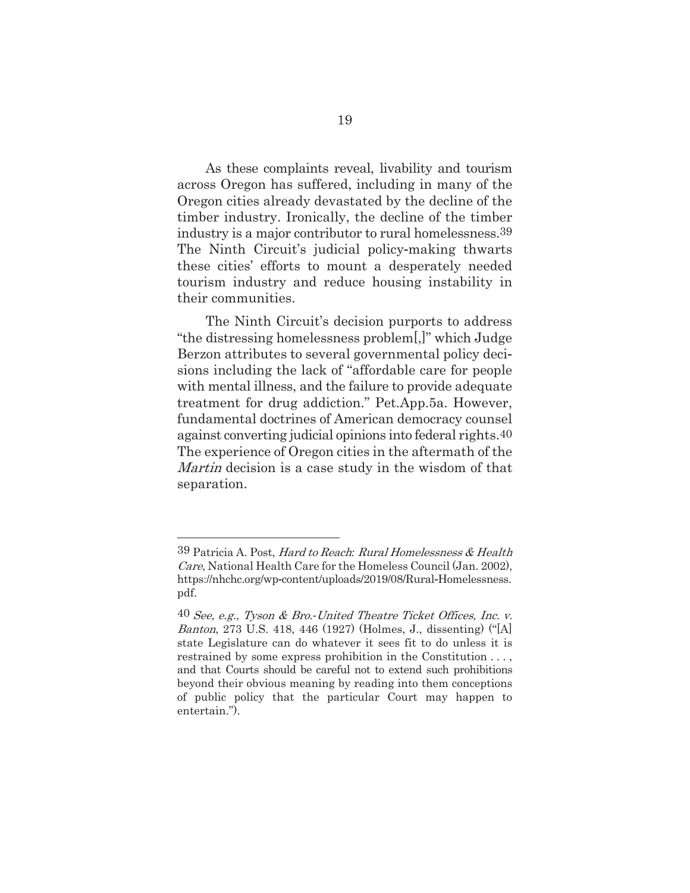As these complaints reveal, livability and tourism across Oregon has suffered, including in many of the Oregon cities already devastated by the decline of the timber industry. Ironically, the decline of the timber industry is a major contributor to rural homelessness.[39] The Ninth Circuit's judicial policy-making thwarts these cities' efforts to mount a desperately needed tourism industry and reduce housing instability in their communities.

The Ninth Circuit's decision purports to address "the distressing homelessness problem[,]" which Judge Berzon attributes to several governmental policy decisions including the lack of "affordable care for people with mental illness, and the failure to provide adequate treatment for drug addiction." Pet.App.5a. However, fundamental doctrines of American democracy counsel against converting judicial opinions into federal rights.[40] The experience of Oregon cities in the aftermath of the *Martin* decision is a case study in the wisdom of that separation.

---

[39] Patricia A. Post, *Hard to Reach: Rural Homelessness & Health Care*, National Health Care for the Homeless Council (Jan. 2002), https://nhchc.org/wp-content/uploads/2019/08/Rural-Homelessness.pdf.

[40] *See, e.g., Tyson & Bro.-United Theatre Ticket Offices, Inc. v. Banton*, 273 U.S. 418, 446 (1927) (Holmes, J., dissenting) ("[A] state Legislature can do whatever it sees fit to do unless it is restrained by some express prohibition in the Constitution . . . , and that Courts should be careful not to extend such prohibitions beyond their obvious meaning by reading into them conceptions of public policy that the particular Court may happen to entertain.").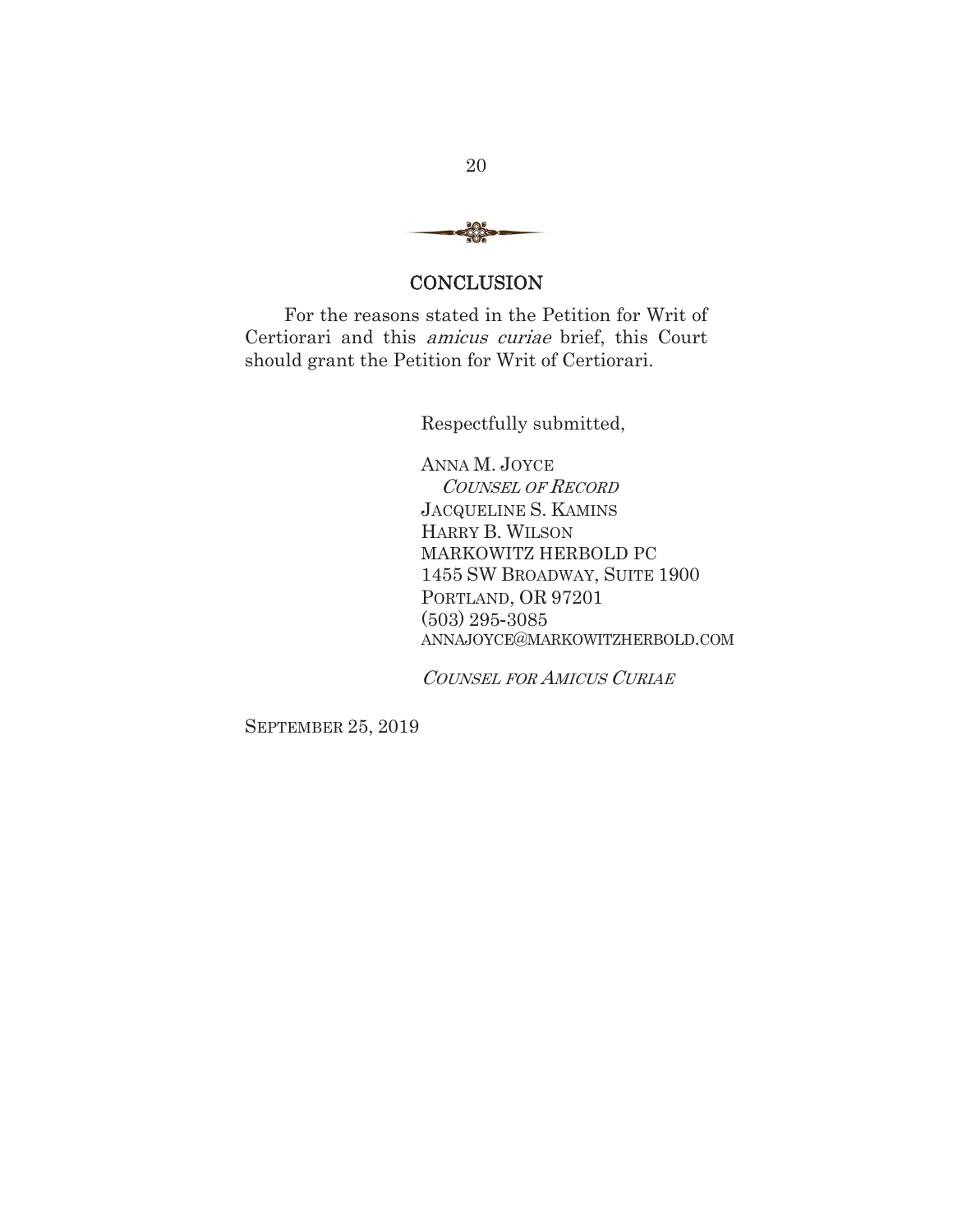## CONCLUSION

For the reasons stated in the Petition for Writ of Certiorari and this *amicus curiae* brief, this Court should grant the Petition for Writ of Certiorari.

Respectfully submitted,

ANNA M. JOYCE
*COUNSEL OF RECORD*
JACQUELINE S. KAMINS
HARRY B. WILSON
MARKOWITZ HERBOLD PC
1455 SW BROADWAY, SUITE 1900
PORTLAND, OR 97201
(503) 295-3085
ANNAJOYCE@MARKOWITZHERBOLD.COM

*COUNSEL FOR AMICUS CURIAE*

SEPTEMBER 25, 2019